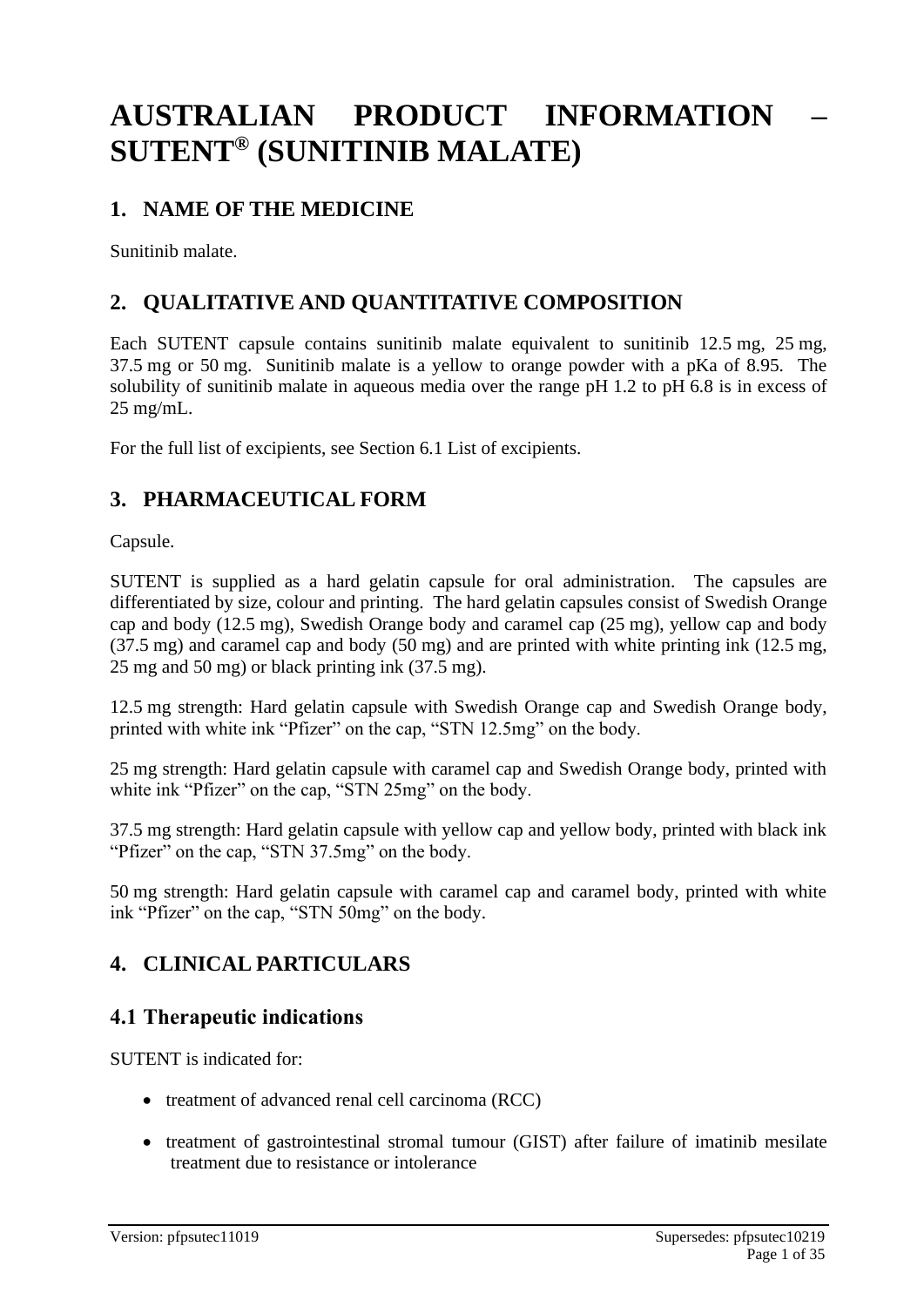# AUSTRALIAN PRODUCT INFORMATION – SUTENT® (SUNITINIB MALATE)

## 1. NAME OF THE MEDICINE

Sunitinib malate.

## 2. QUALITATIVE AND QUANTITATIVE COMPOSITION

Each SUTENT capsule contains sunitinib malate equivalent to sunitinib 12.5 mg, 25 mg, 37.5 mg or 50 mg. Sunitinib malate is a yellow to orange powder with a pKa of 8.95. The solubility of sunitinib malate in aqueous media over the range pH 1.2 to pH 6.8 is in excess of 25 mg/mL.

For the full list of excipients, see Section 6.1 List of excipients.

## 3. PHARMACEUTICAL FORM

Capsule.

SUTENT is supplied as a hard gelatin capsule for oral administration. The capsules are differentiated by size, colour and printing. The hard gelatin capsules consist of Swedish Orange cap and body (12.5 mg), Swedish Orange body and caramel cap (25 mg), yellow cap and body (37.5 mg) and caramel cap and body (50 mg) and are printed with white printing ink (12.5 mg, 25 mg and 50 mg) or black printing ink (37.5 mg).

12.5 mg strength: Hard gelatin capsule with Swedish Orange cap and Swedish Orange body, printed with white ink "Pfizer" on the cap, "STN 12.5mg" on the body.

25 mg strength: Hard gelatin capsule with caramel cap and Swedish Orange body, printed with white ink "Pfizer" on the cap, "STN 25mg" on the body.

37.5 mg strength: Hard gelatin capsule with yellow cap and yellow body, printed with black ink "Pfizer" on the cap, "STN 37.5mg" on the body.

50 mg strength: Hard gelatin capsule with caramel cap and caramel body, printed with white ink "Pfizer" on the cap, "STN 50mg" on the body.

## 4. CLINICAL PARTICULARS

### 4.1 Therapeutic indications

SUTENT is indicated for:

- treatment of advanced renal cell carcinoma (RCC)
- treatment of gastrointestinal stromal tumour (GIST) after failure of imatinib mesilate treatment due to resistance or intolerance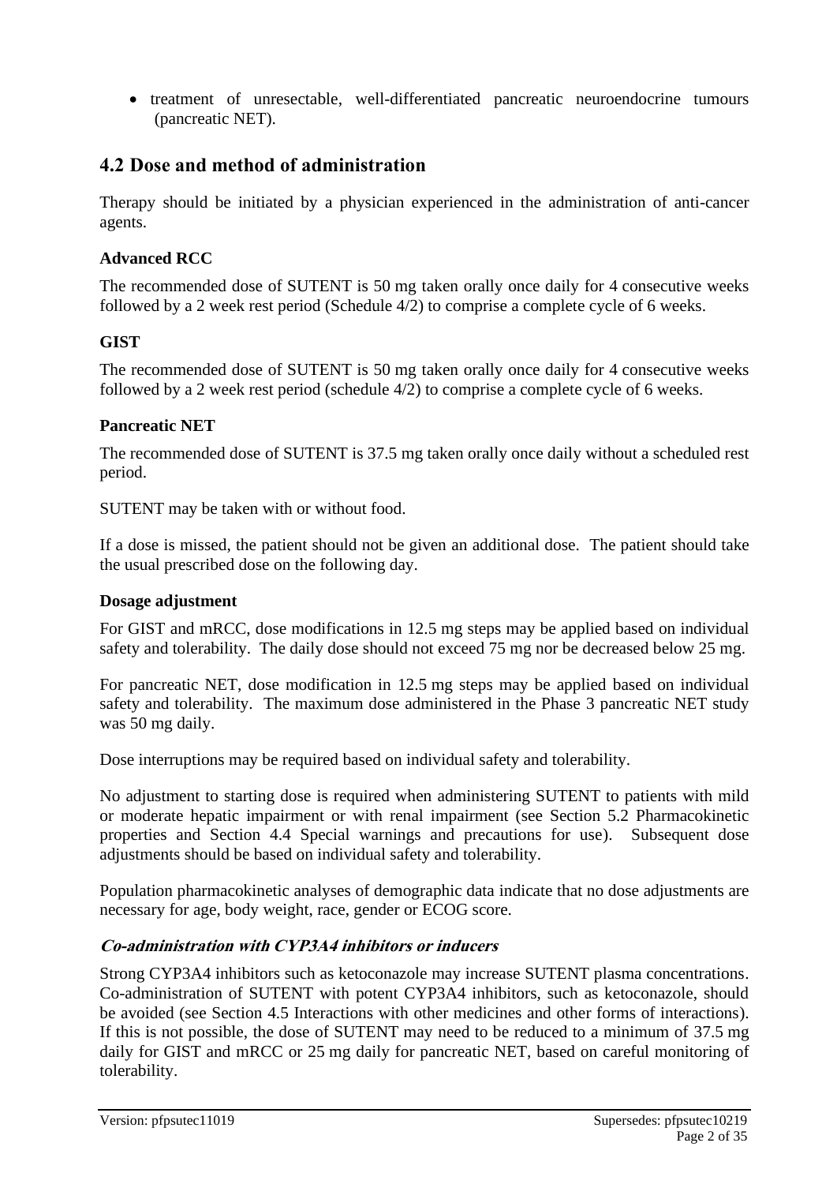- treatment of unresectable, well-differentiated pancreatic neuroendocrine tumours (pancreatic NET).

## 4.2 Dose and method of administration

Therapy should be initiated by a physician experienced in the administration of anti-cancer agents.

**Advanced RCC**

The recommended dose of SUTENT is 50 mg taken orally once daily for 4 consecutive weeks followed by a 2 week rest period (Schedule 4/2) to comprise a complete cycle of 6 weeks.

**GIST**

The recommended dose of SUTENT is 50 mg taken orally once daily for 4 consecutive weeks followed by a 2 week rest period (schedule 4/2) to comprise a complete cycle of 6 weeks.

**Pancreatic NET**

The recommended dose of SUTENT is 37.5 mg taken orally once daily without a scheduled rest period.

SUTENT may be taken with or without food.

If a dose is missed, the patient should not be given an additional dose. The patient should take the usual prescribed dose on the following day.

**Dosage adjustment**

For GIST and mRCC, dose modifications in 12.5 mg steps may be applied based on individual safety and tolerability. The daily dose should not exceed 75 mg nor be decreased below 25 mg.

For pancreatic NET, dose modification in 12.5 mg steps may be applied based on individual safety and tolerability. The maximum dose administered in the Phase 3 pancreatic NET study was 50 mg daily.

Dose interruptions may be required based on individual safety and tolerability.

No adjustment to starting dose is required when administering SUTENT to patients with mild or moderate hepatic impairment or with renal impairment (see Section 5.2 Pharmacokinetic properties and Section 4.4 Special warnings and precautions for use). Subsequent dose adjustments should be based on individual safety and tolerability.

Population pharmacokinetic analyses of demographic data indicate that no dose adjustments are necessary for age, body weight, race, gender or ECOG score.

***Co-administration with CYP3A4 inhibitors or inducers***

Strong CYP3A4 inhibitors such as ketoconazole may increase SUTENT plasma concentrations. Co-administration of SUTENT with potent CYP3A4 inhibitors, such as ketoconazole, should be avoided (see Section 4.5 Interactions with other medicines and other forms of interactions). If this is not possible, the dose of SUTENT may need to be reduced to a minimum of 37.5 mg daily for GIST and mRCC or 25 mg daily for pancreatic NET, based on careful monitoring of tolerability.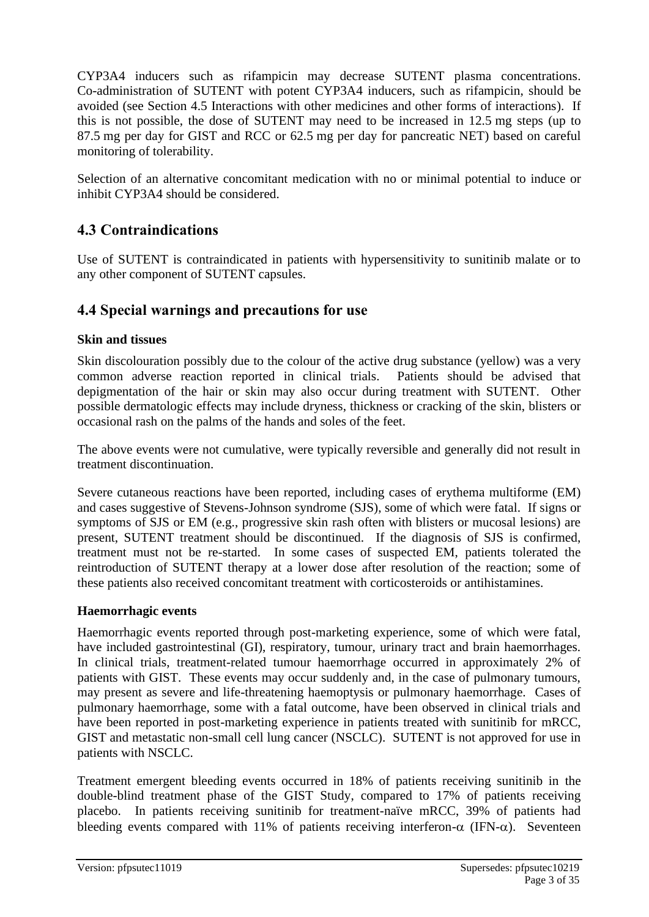CYP3A4 inducers such as rifampicin may decrease SUTENT plasma concentrations. Co-administration of SUTENT with potent CYP3A4 inducers, such as rifampicin, should be avoided (see Section 4.5 Interactions with other medicines and other forms of interactions). If this is not possible, the dose of SUTENT may need to be increased in 12.5 mg steps (up to 87.5 mg per day for GIST and RCC or 62.5 mg per day for pancreatic NET) based on careful monitoring of tolerability.

Selection of an alternative concomitant medication with no or minimal potential to induce or inhibit CYP3A4 should be considered.

## 4.3 Contraindications

Use of SUTENT is contraindicated in patients with hypersensitivity to sunitinib malate or to any other component of SUTENT capsules.

## 4.4 Special warnings and precautions for use

**Skin and tissues**

Skin discolouration possibly due to the colour of the active drug substance (yellow) was a very common adverse reaction reported in clinical trials. Patients should be advised that depigmentation of the hair or skin may also occur during treatment with SUTENT. Other possible dermatologic effects may include dryness, thickness or cracking of the skin, blisters or occasional rash on the palms of the hands and soles of the feet.

The above events were not cumulative, were typically reversible and generally did not result in treatment discontinuation.

Severe cutaneous reactions have been reported, including cases of erythema multiforme (EM) and cases suggestive of Stevens-Johnson syndrome (SJS), some of which were fatal. If signs or symptoms of SJS or EM (e.g., progressive skin rash often with blisters or mucosal lesions) are present, SUTENT treatment should be discontinued. If the diagnosis of SJS is confirmed, treatment must not be re-started. In some cases of suspected EM, patients tolerated the reintroduction of SUTENT therapy at a lower dose after resolution of the reaction; some of these patients also received concomitant treatment with corticosteroids or antihistamines.

**Haemorrhagic events**

Haemorrhagic events reported through post-marketing experience, some of which were fatal, have included gastrointestinal (GI), respiratory, tumour, urinary tract and brain haemorrhages. In clinical trials, treatment-related tumour haemorrhage occurred in approximately 2% of patients with GIST. These events may occur suddenly and, in the case of pulmonary tumours, may present as severe and life-threatening haemoptysis or pulmonary haemorrhage. Cases of pulmonary haemorrhage, some with a fatal outcome, have been observed in clinical trials and have been reported in post-marketing experience in patients treated with sunitinib for mRCC, GIST and metastatic non-small cell lung cancer (NSCLC). SUTENT is not approved for use in patients with NSCLC.

Treatment emergent bleeding events occurred in 18% of patients receiving sunitinib in the double-blind treatment phase of the GIST Study, compared to 17% of patients receiving placebo. In patients receiving sunitinib for treatment-naïve mRCC, 39% of patients had bleeding events compared with 11% of patients receiving interferon-$\alpha$ (IFN-$\alpha$). Seventeen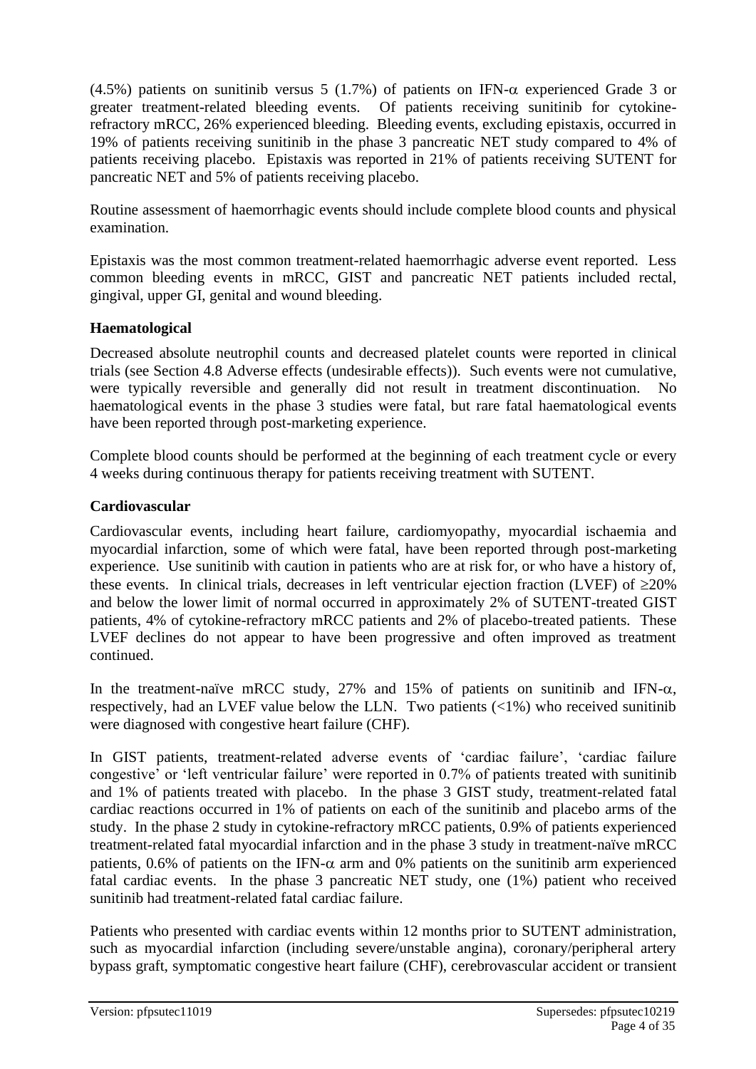(4.5%) patients on sunitinib versus 5 (1.7%) of patients on IFN-$\alpha$ experienced Grade 3 or greater treatment-related bleeding events. Of patients receiving sunitinib for cytokine-refractory mRCC, 26% experienced bleeding. Bleeding events, excluding epistaxis, occurred in 19% of patients receiving sunitinib in the phase 3 pancreatic NET study compared to 4% of patients receiving placebo. Epistaxis was reported in 21% of patients receiving SUTENT for pancreatic NET and 5% of patients receiving placebo.

Routine assessment of haemorrhagic events should include complete blood counts and physical examination.

Epistaxis was the most common treatment-related haemorrhagic adverse event reported. Less common bleeding events in mRCC, GIST and pancreatic NET patients included rectal, gingival, upper GI, genital and wound bleeding.

### Haematological

Decreased absolute neutrophil counts and decreased platelet counts were reported in clinical trials (see Section 4.8 Adverse effects (undesirable effects)). Such events were not cumulative, were typically reversible and generally did not result in treatment discontinuation. No haematological events in the phase 3 studies were fatal, but rare fatal haematological events have been reported through post-marketing experience.

Complete blood counts should be performed at the beginning of each treatment cycle or every 4 weeks during continuous therapy for patients receiving treatment with SUTENT.

### Cardiovascular

Cardiovascular events, including heart failure, cardiomyopathy, myocardial ischaemia and myocardial infarction, some of which were fatal, have been reported through post-marketing experience. Use sunitinib with caution in patients who are at risk for, or who have a history of, these events. In clinical trials, decreases in left ventricular ejection fraction (LVEF) of $\geq$20% and below the lower limit of normal occurred in approximately 2% of SUTENT-treated GIST patients, 4% of cytokine-refractory mRCC patients and 2% of placebo-treated patients. These LVEF declines do not appear to have been progressive and often improved as treatment continued.

In the treatment-naïve mRCC study, 27% and 15% of patients on sunitinib and IFN-$\alpha$, respectively, had an LVEF value below the LLN. Two patients (<1%) who received sunitinib were diagnosed with congestive heart failure (CHF).

In GIST patients, treatment-related adverse events of 'cardiac failure', 'cardiac failure congestive' or 'left ventricular failure' were reported in 0.7% of patients treated with sunitinib and 1% of patients treated with placebo. In the phase 3 GIST study, treatment-related fatal cardiac reactions occurred in 1% of patients on each of the sunitinib and placebo arms of the study. In the phase 2 study in cytokine-refractory mRCC patients, 0.9% of patients experienced treatment-related fatal myocardial infarction and in the phase 3 study in treatment-naïve mRCC patients, 0.6% of patients on the IFN-$\alpha$ arm and 0% patients on the sunitinib arm experienced fatal cardiac events. In the phase 3 pancreatic NET study, one (1%) patient who received sunitinib had treatment-related fatal cardiac failure.

Patients who presented with cardiac events within 12 months prior to SUTENT administration, such as myocardial infarction (including severe/unstable angina), coronary/peripheral artery bypass graft, symptomatic congestive heart failure (CHF), cerebrovascular accident or transient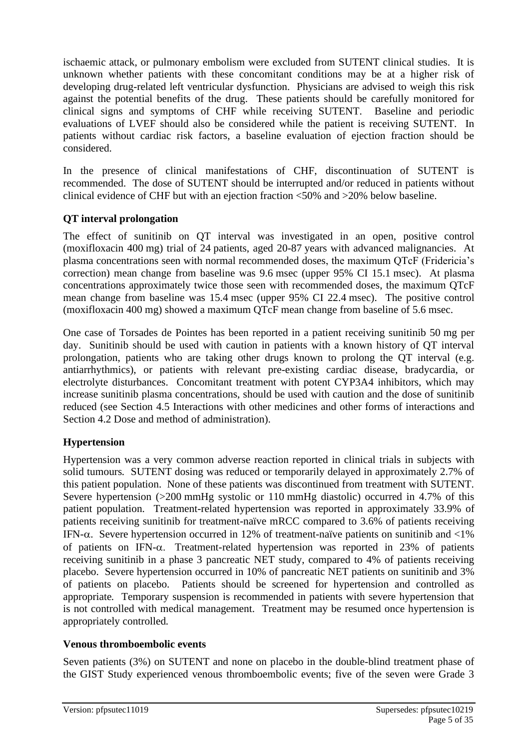ischaemic attack, or pulmonary embolism were excluded from SUTENT clinical studies. It is unknown whether patients with these concomitant conditions may be at a higher risk of developing drug-related left ventricular dysfunction. Physicians are advised to weigh this risk against the potential benefits of the drug. These patients should be carefully monitored for clinical signs and symptoms of CHF while receiving SUTENT. Baseline and periodic evaluations of LVEF should also be considered while the patient is receiving SUTENT. In patients without cardiac risk factors, a baseline evaluation of ejection fraction should be considered.

In the presence of clinical manifestations of CHF, discontinuation of SUTENT is recommended. The dose of SUTENT should be interrupted and/or reduced in patients without clinical evidence of CHF but with an ejection fraction <50% and >20% below baseline.

**QT interval prolongation**

The effect of sunitinib on QT interval was investigated in an open, positive control (moxifloxacin 400 mg) trial of 24 patients, aged 20-87 years with advanced malignancies. At plasma concentrations seen with normal recommended doses, the maximum QTcF (Fridericia's correction) mean change from baseline was 9.6 msec (upper 95% CI 15.1 msec). At plasma concentrations approximately twice those seen with recommended doses, the maximum QTcF mean change from baseline was 15.4 msec (upper 95% CI 22.4 msec). The positive control (moxifloxacin 400 mg) showed a maximum QTcF mean change from baseline of 5.6 msec.

One case of Torsades de Pointes has been reported in a patient receiving sunitinib 50 mg per day. Sunitinib should be used with caution in patients with a known history of QT interval prolongation, patients who are taking other drugs known to prolong the QT interval (e.g. antiarrhythmics), or patients with relevant pre-existing cardiac disease, bradycardia, or electrolyte disturbances. Concomitant treatment with potent CYP3A4 inhibitors, which may increase sunitinib plasma concentrations, should be used with caution and the dose of sunitinib reduced (see Section 4.5 Interactions with other medicines and other forms of interactions and Section 4.2 Dose and method of administration).

**Hypertension**

Hypertension was a very common adverse reaction reported in clinical trials in subjects with solid tumours. SUTENT dosing was reduced or temporarily delayed in approximately 2.7% of this patient population. None of these patients was discontinued from treatment with SUTENT. Severe hypertension (>200 mmHg systolic or 110 mmHg diastolic) occurred in 4.7% of this patient population. Treatment-related hypertension was reported in approximately 33.9% of patients receiving sunitinib for treatment-naïve mRCC compared to 3.6% of patients receiving IFN-$\alpha$. Severe hypertension occurred in 12% of treatment-naïve patients on sunitinib and <1% of patients on IFN-$\alpha$. Treatment-related hypertension was reported in 23% of patients receiving sunitinib in a phase 3 pancreatic NET study, compared to 4% of patients receiving placebo. Severe hypertension occurred in 10% of pancreatic NET patients on sunitinib and 3% of patients on placebo. Patients should be screened for hypertension and controlled as appropriate. Temporary suspension is recommended in patients with severe hypertension that is not controlled with medical management. Treatment may be resumed once hypertension is appropriately controlled.

**Venous thromboembolic events**

Seven patients (3%) on SUTENT and none on placebo in the double-blind treatment phase of the GIST Study experienced venous thromboembolic events; five of the seven were Grade 3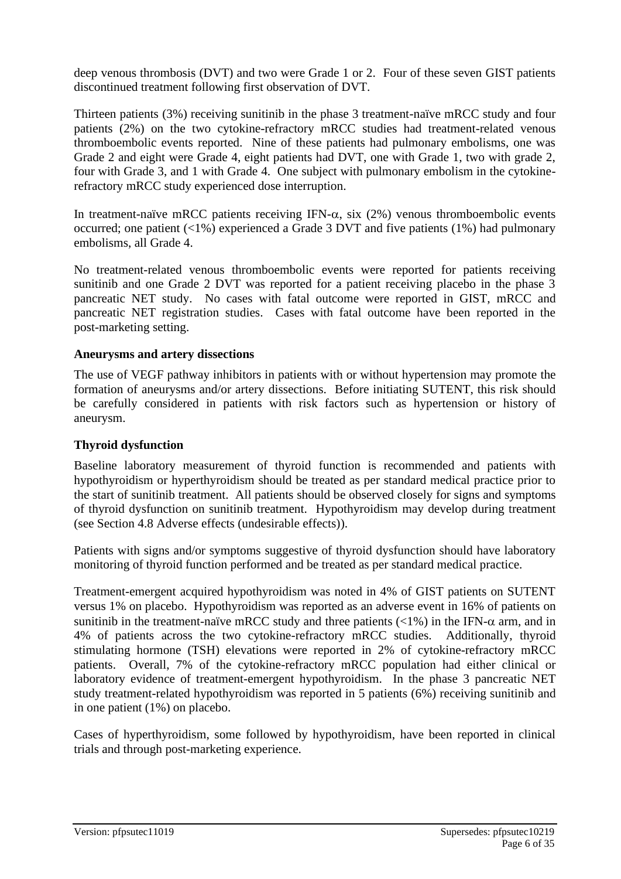deep venous thrombosis (DVT) and two were Grade 1 or 2. Four of these seven GIST patients discontinued treatment following first observation of DVT.

Thirteen patients (3%) receiving sunitinib in the phase 3 treatment-naïve mRCC study and four patients (2%) on the two cytokine-refractory mRCC studies had treatment-related venous thromboembolic events reported. Nine of these patients had pulmonary embolisms, one was Grade 2 and eight were Grade 4, eight patients had DVT, one with Grade 1, two with grade 2, four with Grade 3, and 1 with Grade 4. One subject with pulmonary embolism in the cytokine-refractory mRCC study experienced dose interruption.

In treatment-naïve mRCC patients receiving IFN-α, six (2%) venous thromboembolic events occurred; one patient (<1%) experienced a Grade 3 DVT and five patients (1%) had pulmonary embolisms, all Grade 4.

No treatment-related venous thromboembolic events were reported for patients receiving sunitinib and one Grade 2 DVT was reported for a patient receiving placebo in the phase 3 pancreatic NET study. No cases with fatal outcome were reported in GIST, mRCC and pancreatic NET registration studies. Cases with fatal outcome have been reported in the post-marketing setting.

**Aneurysms and artery dissections**

The use of VEGF pathway inhibitors in patients with or without hypertension may promote the formation of aneurysms and/or artery dissections. Before initiating SUTENT, this risk should be carefully considered in patients with risk factors such as hypertension or history of aneurysm.

**Thyroid dysfunction**

Baseline laboratory measurement of thyroid function is recommended and patients with hypothyroidism or hyperthyroidism should be treated as per standard medical practice prior to the start of sunitinib treatment. All patients should be observed closely for signs and symptoms of thyroid dysfunction on sunitinib treatment. Hypothyroidism may develop during treatment (see Section 4.8 Adverse effects (undesirable effects)).

Patients with signs and/or symptoms suggestive of thyroid dysfunction should have laboratory monitoring of thyroid function performed and be treated as per standard medical practice.

Treatment-emergent acquired hypothyroidism was noted in 4% of GIST patients on SUTENT versus 1% on placebo. Hypothyroidism was reported as an adverse event in 16% of patients on sunitinib in the treatment-naïve mRCC study and three patients (<1%) in the IFN-α arm, and in 4% of patients across the two cytokine-refractory mRCC studies. Additionally, thyroid stimulating hormone (TSH) elevations were reported in 2% of cytokine-refractory mRCC patients. Overall, 7% of the cytokine-refractory mRCC population had either clinical or laboratory evidence of treatment-emergent hypothyroidism. In the phase 3 pancreatic NET study treatment-related hypothyroidism was reported in 5 patients (6%) receiving sunitinib and in one patient (1%) on placebo.

Cases of hyperthyroidism, some followed by hypothyroidism, have been reported in clinical trials and through post-marketing experience.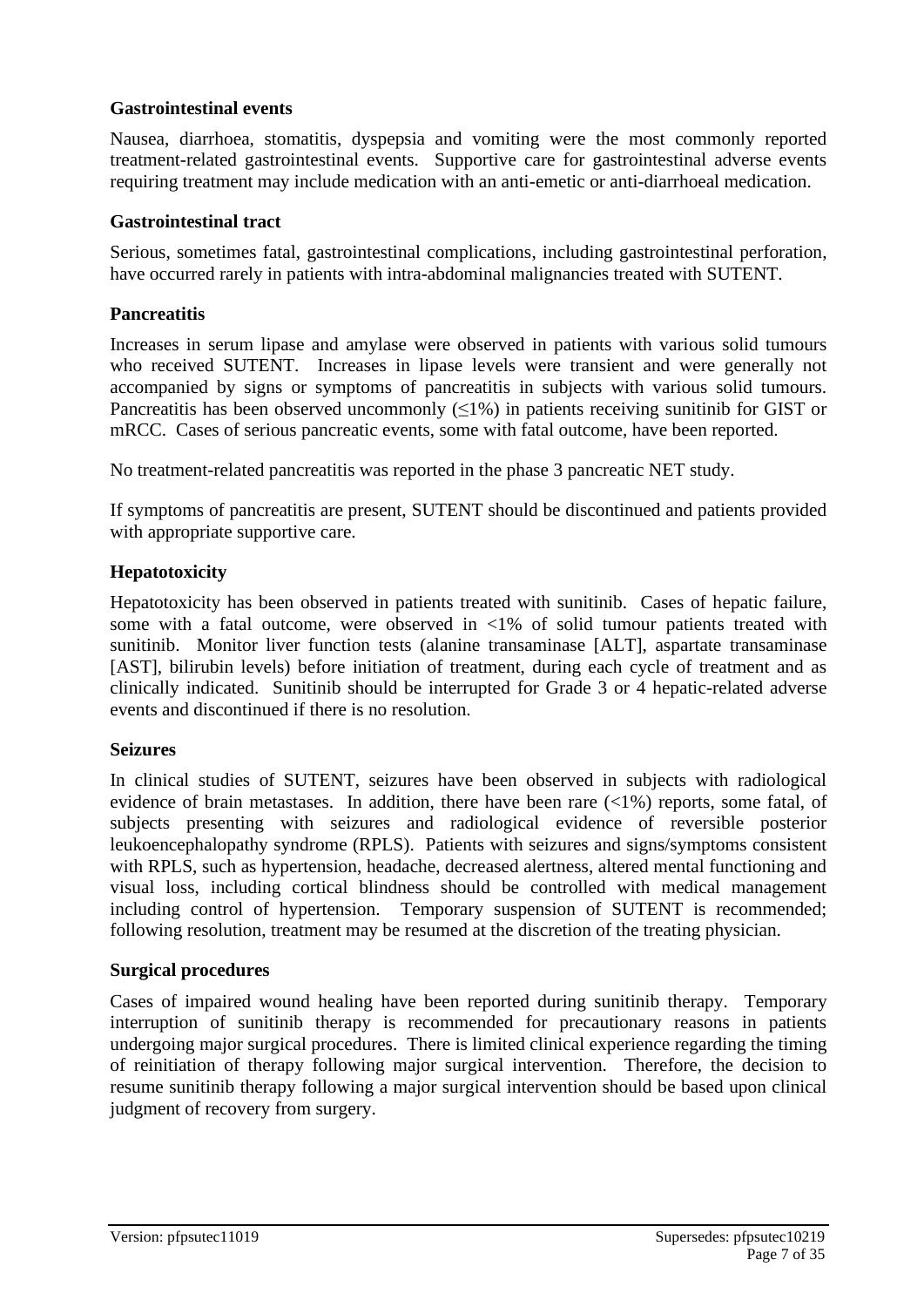**Gastrointestinal events**

Nausea, diarrhoea, stomatitis, dyspepsia and vomiting were the most commonly reported treatment-related gastrointestinal events. Supportive care for gastrointestinal adverse events requiring treatment may include medication with an anti-emetic or anti-diarrhoeal medication.

**Gastrointestinal tract**

Serious, sometimes fatal, gastrointestinal complications, including gastrointestinal perforation, have occurred rarely in patients with intra-abdominal malignancies treated with SUTENT.

**Pancreatitis**

Increases in serum lipase and amylase were observed in patients with various solid tumours who received SUTENT. Increases in lipase levels were transient and were generally not accompanied by signs or symptoms of pancreatitis in subjects with various solid tumours. Pancreatitis has been observed uncommonly ($\leq$1%) in patients receiving sunitinib for GIST or mRCC. Cases of serious pancreatic events, some with fatal outcome, have been reported.

No treatment-related pancreatitis was reported in the phase 3 pancreatic NET study.

If symptoms of pancreatitis are present, SUTENT should be discontinued and patients provided with appropriate supportive care.

**Hepatotoxicity**

Hepatotoxicity has been observed in patients treated with sunitinib. Cases of hepatic failure, some with a fatal outcome, were observed in <1% of solid tumour patients treated with sunitinib. Monitor liver function tests (alanine transaminase [ALT], aspartate transaminase [AST], bilirubin levels) before initiation of treatment, during each cycle of treatment and as clinically indicated. Sunitinib should be interrupted for Grade 3 or 4 hepatic-related adverse events and discontinued if there is no resolution.

**Seizures**

In clinical studies of SUTENT, seizures have been observed in subjects with radiological evidence of brain metastases. In addition, there have been rare (<1%) reports, some fatal, of subjects presenting with seizures and radiological evidence of reversible posterior leukoencephalopathy syndrome (RPLS). Patients with seizures and signs/symptoms consistent with RPLS, such as hypertension, headache, decreased alertness, altered mental functioning and visual loss, including cortical blindness should be controlled with medical management including control of hypertension. Temporary suspension of SUTENT is recommended; following resolution, treatment may be resumed at the discretion of the treating physician.

**Surgical procedures**

Cases of impaired wound healing have been reported during sunitinib therapy. Temporary interruption of sunitinib therapy is recommended for precautionary reasons in patients undergoing major surgical procedures. There is limited clinical experience regarding the timing of reinitiation of therapy following major surgical intervention. Therefore, the decision to resume sunitinib therapy following a major surgical intervention should be based upon clinical judgment of recovery from surgery.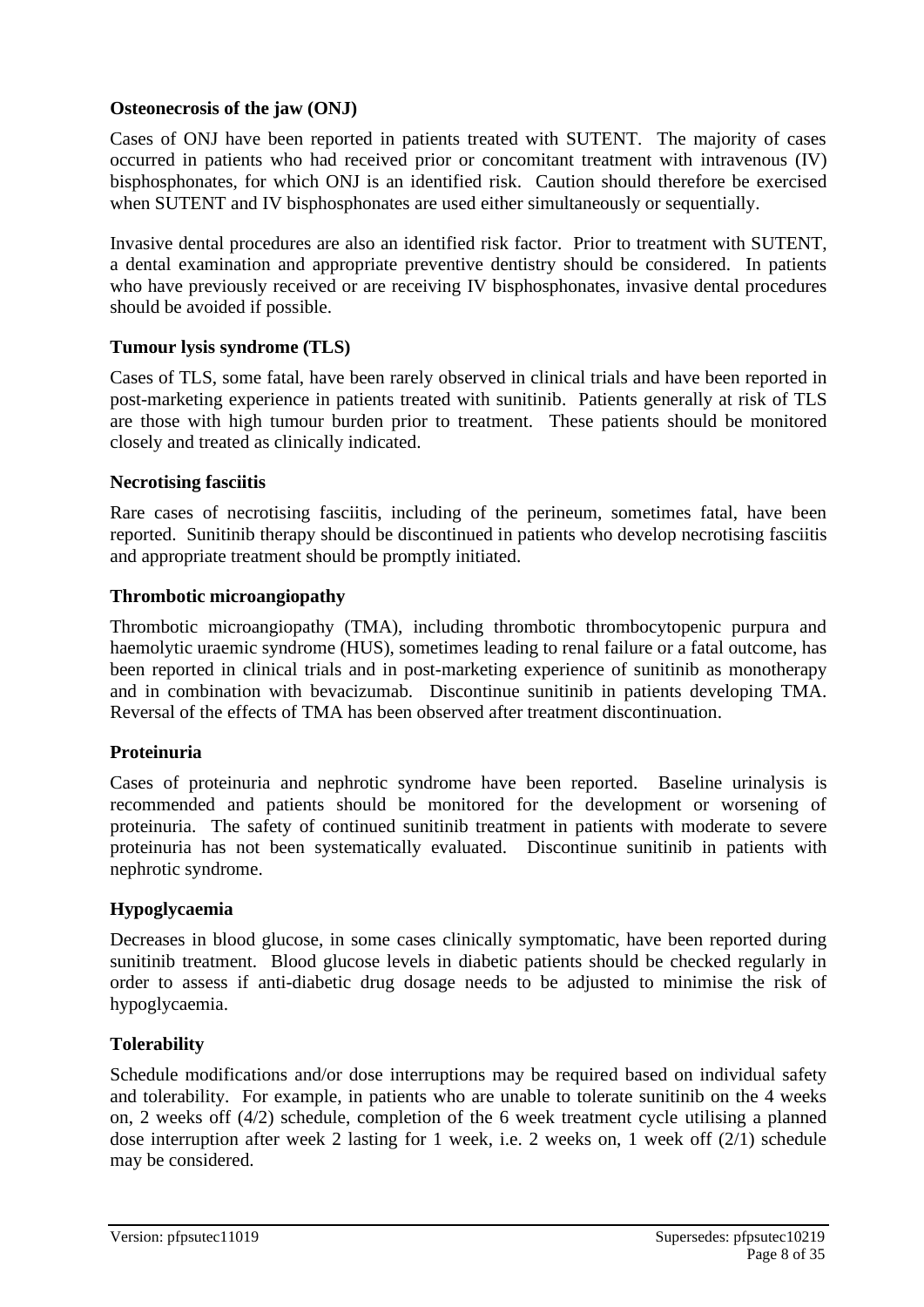**Osteonecrosis of the jaw (ONJ)**

Cases of ONJ have been reported in patients treated with SUTENT. The majority of cases occurred in patients who had received prior or concomitant treatment with intravenous (IV) bisphosphonates, for which ONJ is an identified risk. Caution should therefore be exercised when SUTENT and IV bisphosphonates are used either simultaneously or sequentially.

Invasive dental procedures are also an identified risk factor. Prior to treatment with SUTENT, a dental examination and appropriate preventive dentistry should be considered. In patients who have previously received or are receiving IV bisphosphonates, invasive dental procedures should be avoided if possible.

**Tumour lysis syndrome (TLS)**

Cases of TLS, some fatal, have been rarely observed in clinical trials and have been reported in post-marketing experience in patients treated with sunitinib. Patients generally at risk of TLS are those with high tumour burden prior to treatment. These patients should be monitored closely and treated as clinically indicated.

**Necrotising fasciitis**

Rare cases of necrotising fasciitis, including of the perineum, sometimes fatal, have been reported. Sunitinib therapy should be discontinued in patients who develop necrotising fasciitis and appropriate treatment should be promptly initiated.

**Thrombotic microangiopathy**

Thrombotic microangiopathy (TMA), including thrombotic thrombocytopenic purpura and haemolytic uraemic syndrome (HUS), sometimes leading to renal failure or a fatal outcome, has been reported in clinical trials and in post-marketing experience of sunitinib as monotherapy and in combination with bevacizumab. Discontinue sunitinib in patients developing TMA. Reversal of the effects of TMA has been observed after treatment discontinuation.

**Proteinuria**

Cases of proteinuria and nephrotic syndrome have been reported. Baseline urinalysis is recommended and patients should be monitored for the development or worsening of proteinuria. The safety of continued sunitinib treatment in patients with moderate to severe proteinuria has not been systematically evaluated. Discontinue sunitinib in patients with nephrotic syndrome.

**Hypoglycaemia**

Decreases in blood glucose, in some cases clinically symptomatic, have been reported during sunitinib treatment. Blood glucose levels in diabetic patients should be checked regularly in order to assess if anti-diabetic drug dosage needs to be adjusted to minimise the risk of hypoglycaemia.

**Tolerability**

Schedule modifications and/or dose interruptions may be required based on individual safety and tolerability. For example, in patients who are unable to tolerate sunitinib on the 4 weeks on, 2 weeks off (4/2) schedule, completion of the 6 week treatment cycle utilising a planned dose interruption after week 2 lasting for 1 week, i.e. 2 weeks on, 1 week off (2/1) schedule may be considered.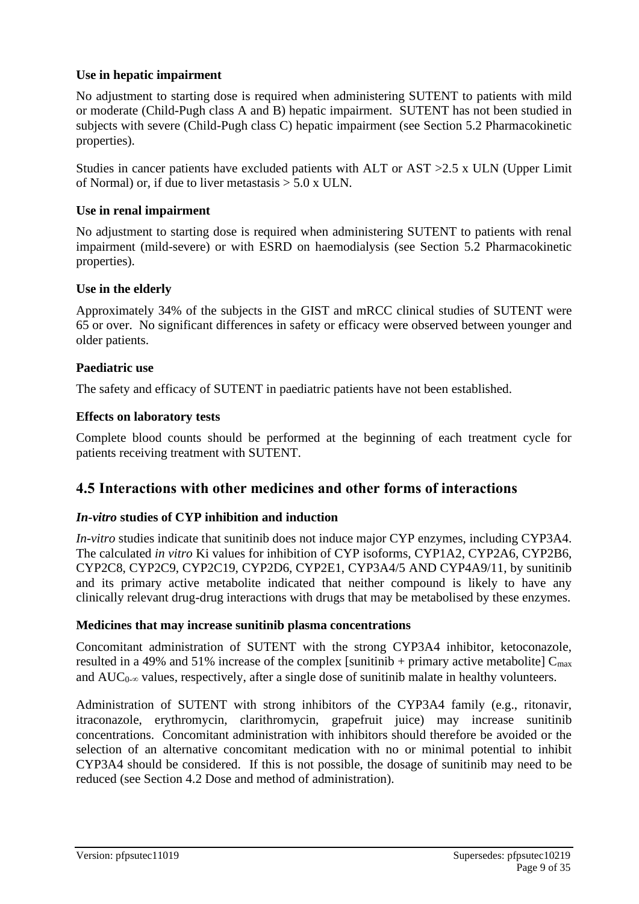### Use in hepatic impairment

No adjustment to starting dose is required when administering SUTENT to patients with mild or moderate (Child-Pugh class A and B) hepatic impairment. SUTENT has not been studied in subjects with severe (Child-Pugh class C) hepatic impairment (see Section 5.2 Pharmacokinetic properties).

Studies in cancer patients have excluded patients with ALT or AST >2.5 x ULN (Upper Limit of Normal) or, if due to liver metastasis > 5.0 x ULN.

### Use in renal impairment

No adjustment to starting dose is required when administering SUTENT to patients with renal impairment (mild-severe) or with ESRD on haemodialysis (see Section 5.2 Pharmacokinetic properties).

### Use in the elderly

Approximately 34% of the subjects in the GIST and mRCC clinical studies of SUTENT were 65 or over. No significant differences in safety or efficacy were observed between younger and older patients.

### Paediatric use

The safety and efficacy of SUTENT in paediatric patients have not been established.

### Effects on laboratory tests

Complete blood counts should be performed at the beginning of each treatment cycle for patients receiving treatment with SUTENT.

## 4.5 Interactions with other medicines and other forms of interactions

### *In-vitro* studies of CYP inhibition and induction

*In-vitro* studies indicate that sunitinib does not induce major CYP enzymes, including CYP3A4. The calculated *in vitro* Ki values for inhibition of CYP isoforms, CYP1A2, CYP2A6, CYP2B6, CYP2C8, CYP2C9, CYP2C19, CYP2D6, CYP2E1, CYP3A4/5 AND CYP4A9/11, by sunitinib and its primary active metabolite indicated that neither compound is likely to have any clinically relevant drug-drug interactions with drugs that may be metabolised by these enzymes.

### Medicines that may increase sunitinib plasma concentrations

Concomitant administration of SUTENT with the strong CYP3A4 inhibitor, ketoconazole, resulted in a 49% and 51% increase of the complex [sunitinib + primary active metabolite] $C_{max}$ and $AUC_{0-\infty}$ values, respectively, after a single dose of sunitinib malate in healthy volunteers.

Administration of SUTENT with strong inhibitors of the CYP3A4 family (e.g., ritonavir, itraconazole, erythromycin, clarithromycin, grapefruit juice) may increase sunitinib concentrations. Concomitant administration with inhibitors should therefore be avoided or the selection of an alternative concomitant medication with no or minimal potential to inhibit CYP3A4 should be considered. If this is not possible, the dosage of sunitinib may need to be reduced (see Section 4.2 Dose and method of administration).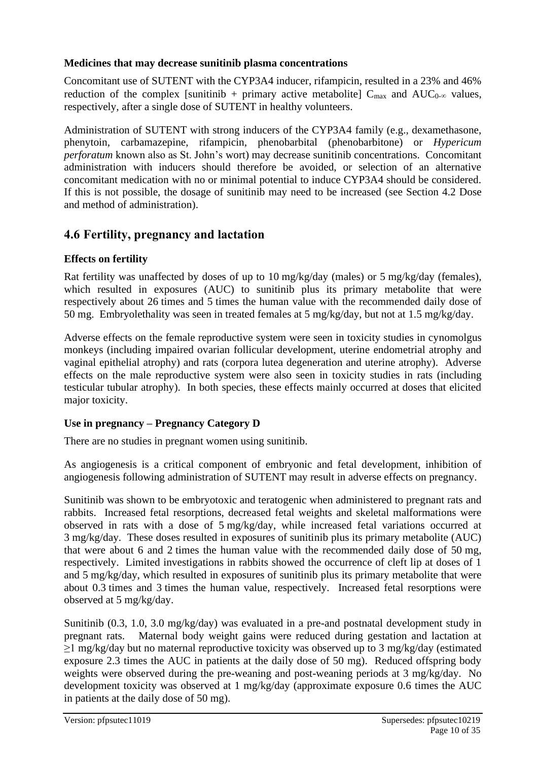**Medicines that may decrease sunitinib plasma concentrations**

Concomitant use of SUTENT with the CYP3A4 inducer, rifampicin, resulted in a 23% and 46% reduction of the complex [sunitinib + primary active metabolite] $C_{max}$ and $AUC_{0-\infty}$ values, respectively, after a single dose of SUTENT in healthy volunteers.

Administration of SUTENT with strong inducers of the CYP3A4 family (e.g., dexamethasone, phenytoin, carbamazepine, rifampicin, phenobarbital (phenobarbitone) or *Hypericum perforatum* known also as St. John's wort) may decrease sunitinib concentrations. Concomitant administration with inducers should therefore be avoided, or selection of an alternative concomitant medication with no or minimal potential to induce CYP3A4 should be considered. If this is not possible, the dosage of sunitinib may need to be increased (see Section 4.2 Dose and method of administration).

## 4.6 Fertility, pregnancy and lactation

### Effects on fertility

Rat fertility was unaffected by doses of up to 10 mg/kg/day (males) or 5 mg/kg/day (females), which resulted in exposures (AUC) to sunitinib plus its primary metabolite that were respectively about 26 times and 5 times the human value with the recommended daily dose of 50 mg. Embryolethality was seen in treated females at 5 mg/kg/day, but not at 1.5 mg/kg/day.

Adverse effects on the female reproductive system were seen in toxicity studies in cynomolgus monkeys (including impaired ovarian follicular development, uterine endometrial atrophy and vaginal epithelial atrophy) and rats (corpora lutea degeneration and uterine atrophy). Adverse effects on the male reproductive system were also seen in toxicity studies in rats (including testicular tubular atrophy). In both species, these effects mainly occurred at doses that elicited major toxicity.

### Use in pregnancy – Pregnancy Category D

There are no studies in pregnant women using sunitinib.

As angiogenesis is a critical component of embryonic and fetal development, inhibition of angiogenesis following administration of SUTENT may result in adverse effects on pregnancy.

Sunitinib was shown to be embryotoxic and teratogenic when administered to pregnant rats and rabbits. Increased fetal resorptions, decreased fetal weights and skeletal malformations were observed in rats with a dose of 5 mg/kg/day, while increased fetal variations occurred at 3 mg/kg/day. These doses resulted in exposures of sunitinib plus its primary metabolite (AUC) that were about 6 and 2 times the human value with the recommended daily dose of 50 mg, respectively. Limited investigations in rabbits showed the occurrence of cleft lip at doses of 1 and 5 mg/kg/day, which resulted in exposures of sunitinib plus its primary metabolite that were about 0.3 times and 3 times the human value, respectively. Increased fetal resorptions were observed at 5 mg/kg/day.

Sunitinib (0.3, 1.0, 3.0 mg/kg/day) was evaluated in a pre-and postnatal development study in pregnant rats. Maternal body weight gains were reduced during gestation and lactation at ≥1 mg/kg/day but no maternal reproductive toxicity was observed up to 3 mg/kg/day (estimated exposure 2.3 times the AUC in patients at the daily dose of 50 mg). Reduced offspring body weights were observed during the pre-weaning and post-weaning periods at 3 mg/kg/day. No development toxicity was observed at 1 mg/kg/day (approximate exposure 0.6 times the AUC in patients at the daily dose of 50 mg).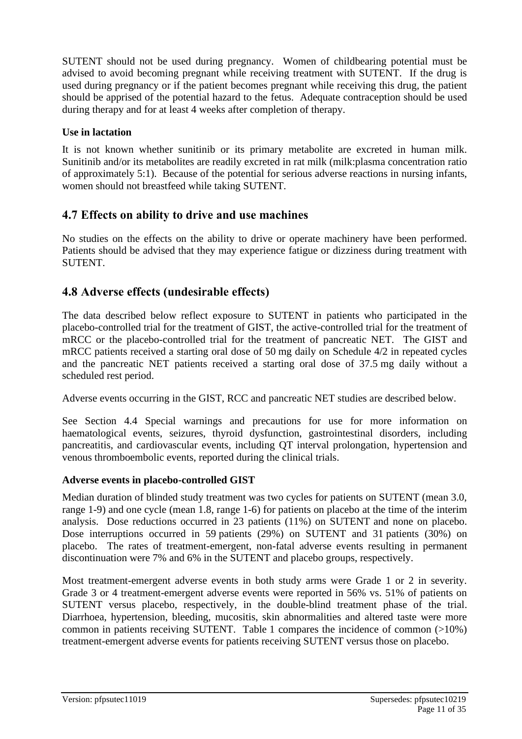SUTENT should not be used during pregnancy. Women of childbearing potential must be advised to avoid becoming pregnant while receiving treatment with SUTENT. If the drug is used during pregnancy or if the patient becomes pregnant while receiving this drug, the patient should be apprised of the potential hazard to the fetus. Adequate contraception should be used during therapy and for at least 4 weeks after completion of therapy.

### Use in lactation

It is not known whether sunitinib or its primary metabolite are excreted in human milk. Sunitinib and/or its metabolites are readily excreted in rat milk (milk:plasma concentration ratio of approximately 5:1). Because of the potential for serious adverse reactions in nursing infants, women should not breastfeed while taking SUTENT.

## 4.7 Effects on ability to drive and use machines

No studies on the effects on the ability to drive or operate machinery have been performed. Patients should be advised that they may experience fatigue or dizziness during treatment with SUTENT.

## 4.8 Adverse effects (undesirable effects)

The data described below reflect exposure to SUTENT in patients who participated in the placebo-controlled trial for the treatment of GIST, the active-controlled trial for the treatment of mRCC or the placebo-controlled trial for the treatment of pancreatic NET. The GIST and mRCC patients received a starting oral dose of 50 mg daily on Schedule 4/2 in repeated cycles and the pancreatic NET patients received a starting oral dose of 37.5 mg daily without a scheduled rest period.

Adverse events occurring in the GIST, RCC and pancreatic NET studies are described below.

See Section 4.4 Special warnings and precautions for use for more information on haematological events, seizures, thyroid dysfunction, gastrointestinal disorders, including pancreatitis, and cardiovascular events, including QT interval prolongation, hypertension and venous thromboembolic events, reported during the clinical trials.

### Adverse events in placebo-controlled GIST

Median duration of blinded study treatment was two cycles for patients on SUTENT (mean 3.0, range 1-9) and one cycle (mean 1.8, range 1-6) for patients on placebo at the time of the interim analysis. Dose reductions occurred in 23 patients (11%) on SUTENT and none on placebo. Dose interruptions occurred in 59 patients (29%) on SUTENT and 31 patients (30%) on placebo. The rates of treatment-emergent, non-fatal adverse events resulting in permanent discontinuation were 7% and 6% in the SUTENT and placebo groups, respectively.

Most treatment-emergent adverse events in both study arms were Grade 1 or 2 in severity. Grade 3 or 4 treatment-emergent adverse events were reported in 56% vs. 51% of patients on SUTENT versus placebo, respectively, in the double-blind treatment phase of the trial. Diarrhoea, hypertension, bleeding, mucositis, skin abnormalities and altered taste were more common in patients receiving SUTENT. Table 1 compares the incidence of common (>10%) treatment-emergent adverse events for patients receiving SUTENT versus those on placebo.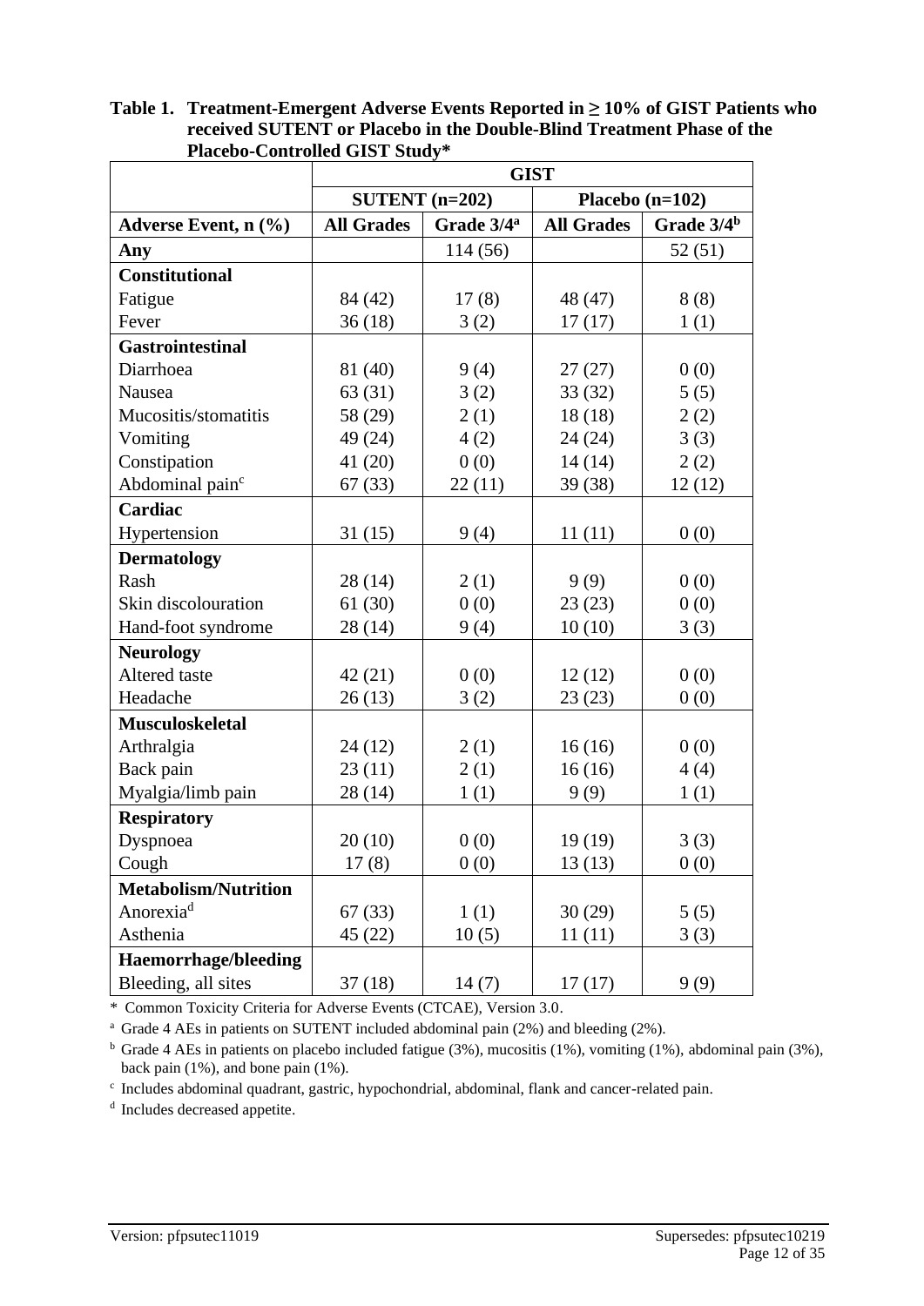**Table 1. Treatment-Emergent Adverse Events Reported in ≥ 10% of GIST Patients who received SUTENT or Placebo in the Double-Blind Treatment Phase of the Placebo-Controlled GIST Study***

| | GIST | | | |
|---|---|---|---|---|
| | SUTENT (n=202) | | Placebo (n=102) | |
| Adverse Event, n (%) | All Grades | Grade 3/4[a] | All Grades | Grade 3/4[b] |
| Any | | 114 (56) | | 52 (51) |
| **Constitutional** | | | | |
| Fatigue | 84 (42) | 17 (8) | 48 (47) | 8 (8) |
| Fever | 36 (18) | 3 (2) | 17 (17) | 1 (1) |
| **Gastrointestinal** | | | | |
| Diarrhoea | 81 (40) | 9 (4) | 27 (27) | 0 (0) |
| Nausea | 63 (31) | 3 (2) | 33 (32) | 5 (5) |
| Mucositis/stomatitis | 58 (29) | 2 (1) | 18 (18) | 2 (2) |
| Vomiting | 49 (24) | 4 (2) | 24 (24) | 3 (3) |
| Constipation | 41 (20) | 0 (0) | 14 (14) | 2 (2) |
| Abdominal pain[c] | 67 (33) | 22 (11) | 39 (38) | 12 (12) |
| **Cardiac** | | | | |
| Hypertension | 31 (15) | 9 (4) | 11 (11) | 0 (0) |
| **Dermatology** | | | | |
| Rash | 28 (14) | 2 (1) | 9 (9) | 0 (0) |
| Skin discolouration | 61 (30) | 0 (0) | 23 (23) | 0 (0) |
| Hand-foot syndrome | 28 (14) | 9 (4) | 10 (10) | 3 (3) |
| **Neurology** | | | | |
| Altered taste | 42 (21) | 0 (0) | 12 (12) | 0 (0) |
| Headache | 26 (13) | 3 (2) | 23 (23) | 0 (0) |
| **Musculoskeletal** | | | | |
| Arthralgia | 24 (12) | 2 (1) | 16 (16) | 0 (0) |
| Back pain | 23 (11) | 2 (1) | 16 (16) | 4 (4) |
| Myalgia/limb pain | 28 (14) | 1 (1) | 9 (9) | 1 (1) |
| **Respiratory** | | | | |
| Dyspnoea | 20 (10) | 0 (0) | 19 (19) | 3 (3) |
| Cough | 17 (8) | 0 (0) | 13 (13) | 0 (0) |
| **Metabolism/Nutrition** | | | | |
| Anorexia[d] | 67 (33) | 1 (1) | 30 (29) | 5 (5) |
| Asthenia | 45 (22) | 10 (5) | 11 (11) | 3 (3) |
| **Haemorrhage/bleeding** | | | | |
| Bleeding, all sites | 37 (18) | 14 (7) | 17 (17) | 9 (9) |

* Common Toxicity Criteria for Adverse Events (CTCAE), Version 3.0.

[a] Grade 4 AEs in patients on SUTENT included abdominal pain (2%) and bleeding (2%).

[b] Grade 4 AEs in patients on placebo included fatigue (3%), mucositis (1%), vomiting (1%), abdominal pain (3%), back pain (1%), and bone pain (1%).

[c] Includes abdominal quadrant, gastric, hypochondrial, abdominal, flank and cancer-related pain.

[d] Includes decreased appetite.

Version: pfpsutec11019 Supersedes: pfpsutec10219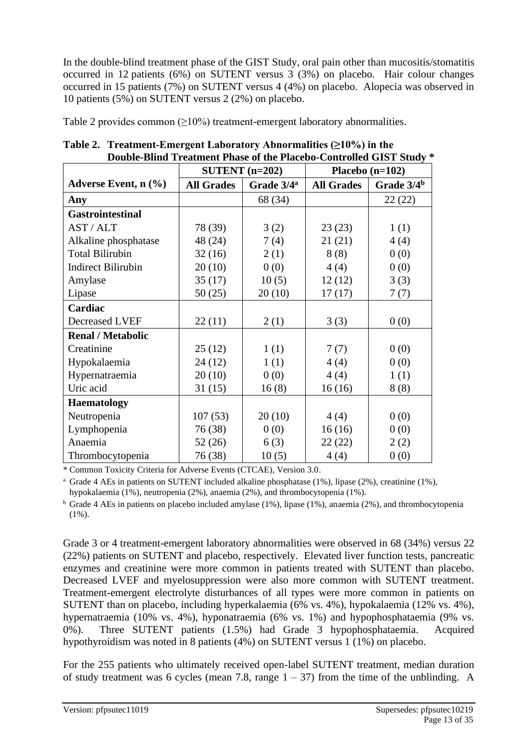In the double-blind treatment phase of the GIST Study, oral pain other than mucositis/stomatitis occurred in 12 patients (6%) on SUTENT versus 3 (3%) on placebo. Hair colour changes occurred in 15 patients (7%) on SUTENT versus 4 (4%) on placebo. Alopecia was observed in 10 patients (5%) on SUTENT versus 2 (2%) on placebo.

Table 2 provides common (≥10%) treatment-emergent laboratory abnormalities.

**Table 2. Treatment-Emergent Laboratory Abnormalities (≥10%) in the Double-Blind Treatment Phase of the Placebo-Controlled GIST Study ***

| | SUTENT (n=202) | | Placebo (n=102) | |
|---|---|---|---|---|
| **Adverse Event, n (%)** | **All Grades** | **Grade 3/4[a]** | **All Grades** | **Grade 3/4[b]** |
| **Any** | | 68 (34) | | 22 (22) |
| **Gastrointestinal** | | | | |
| AST / ALT | 78 (39) | 3 (2) | 23 (23) | 1 (1) |
| Alkaline phosphatase | 48 (24) | 7 (4) | 21 (21) | 4 (4) |
| Total Bilirubin | 32 (16) | 2 (1) | 8 (8) | 0 (0) |
| Indirect Bilirubin | 20 (10) | 0 (0) | 4 (4) | 0 (0) |
| Amylase | 35 (17) | 10 (5) | 12 (12) | 3 (3) |
| Lipase | 50 (25) | 20 (10) | 17 (17) | 7 (7) |
| **Cardiac** | | | | |
| Decreased LVEF | 22 (11) | 2 (1) | 3 (3) | 0 (0) |
| **Renal / Metabolic** | | | | |
| Creatinine | 25 (12) | 1 (1) | 7 (7) | 0 (0) |
| Hypokalaemia | 24 (12) | 1 (1) | 4 (4) | 0 (0) |
| Hypernatraemia | 20 (10) | 0 (0) | 4 (4) | 1 (1) |
| Uric acid | 31 (15) | 16 (8) | 16 (16) | 8 (8) |
| **Haematology** | | | | |
| Neutropenia | 107 (53) | 20 (10) | 4 (4) | 0 (0) |
| Lymphopenia | 76 (38) | 0 (0) | 16 (16) | 0 (0) |
| Anaemia | 52 (26) | 6 (3) | 22 (22) | 2 (2) |
| Thrombocytopenia | 76 (38) | 10 (5) | 4 (4) | 0 (0) |

\* Common Toxicity Criteria for Adverse Events (CTCAE), Version 3.0.

[a] Grade 4 AEs in patients on SUTENT included alkaline phosphatase (1%), lipase (2%), creatinine (1%), hypokalaemia (1%), neutropenia (2%), anaemia (2%), and thrombocytopenia (1%).

[b] Grade 4 AEs in patients on placebo included amylase (1%), lipase (1%), anaemia (2%), and thrombocytopenia (1%).

Grade 3 or 4 treatment-emergent laboratory abnormalities were observed in 68 (34%) versus 22 (22%) patients on SUTENT and placebo, respectively. Elevated liver function tests, pancreatic enzymes and creatinine were more common in patients treated with SUTENT than placebo. Decreased LVEF and myelosuppression were also more common with SUTENT treatment. Treatment-emergent electrolyte disturbances of all types were more common in patients on SUTENT than on placebo, including hyperkalaemia (6% vs. 4%), hypokalaemia (12% vs. 4%), hypernatraemia (10% vs. 4%), hyponatraemia (6% vs. 1%) and hypophosphataemia (9% vs. 0%). Three SUTENT patients (1.5%) had Grade 3 hypophosphataemia. Acquired hypothyroidism was noted in 8 patients (4%) on SUTENT versus 1 (1%) on placebo.

For the 255 patients who ultimately received open-label SUTENT treatment, median duration of study treatment was 6 cycles (mean 7.8, range 1 – 37) from the time of the unblinding. A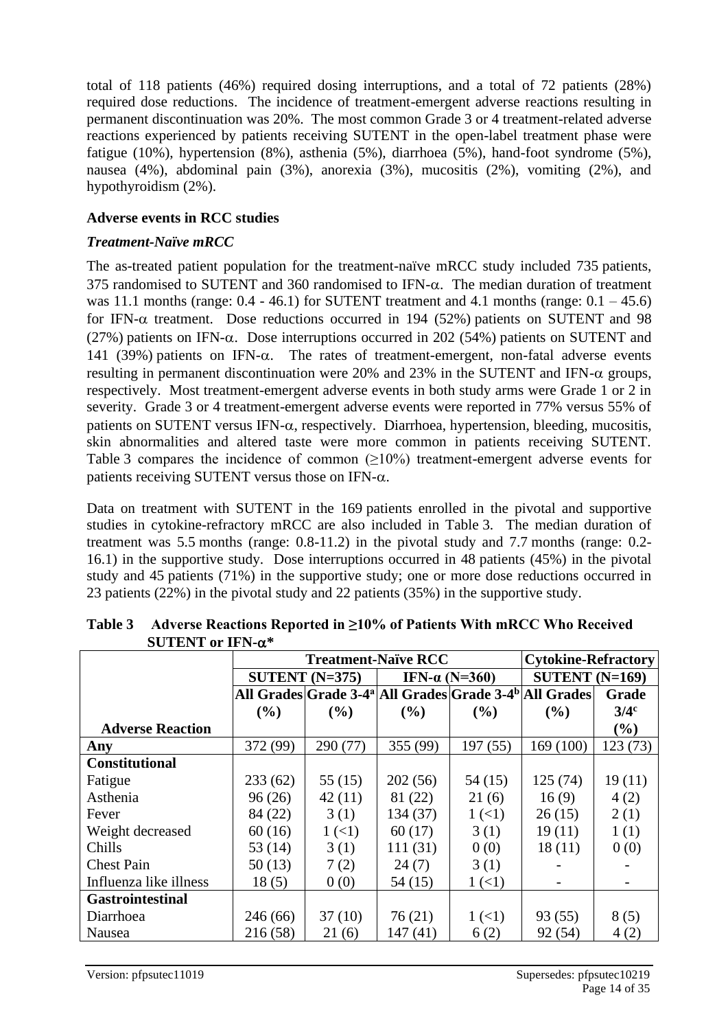total of 118 patients (46%) required dosing interruptions, and a total of 72 patients (28%) required dose reductions. The incidence of treatment-emergent adverse reactions resulting in permanent discontinuation was 20%. The most common Grade 3 or 4 treatment-related adverse reactions experienced by patients receiving SUTENT in the open-label treatment phase were fatigue (10%), hypertension (8%), asthenia (5%), diarrhoea (5%), hand-foot syndrome (5%), nausea (4%), abdominal pain (3%), anorexia (3%), mucositis (2%), vomiting (2%), and hypothyroidism (2%).

**Adverse events in RCC studies**

***Treatment-Naïve mRCC***

The as-treated patient population for the treatment-naïve mRCC study included 735 patients, 375 randomised to SUTENT and 360 randomised to IFN-$\alpha$. The median duration of treatment was 11.1 months (range: 0.4 - 46.1) for SUTENT treatment and 4.1 months (range: 0.1 – 45.6) for IFN-$\alpha$ treatment. Dose reductions occurred in 194 (52%) patients on SUTENT and 98 (27%) patients on IFN-$\alpha$. Dose interruptions occurred in 202 (54%) patients on SUTENT and 141 (39%) patients on IFN-$\alpha$. The rates of treatment-emergent, non-fatal adverse events resulting in permanent discontinuation were 20% and 23% in the SUTENT and IFN-$\alpha$ groups, respectively. Most treatment-emergent adverse events in both study arms were Grade 1 or 2 in severity. Grade 3 or 4 treatment-emergent adverse events were reported in 77% versus 55% of patients on SUTENT versus IFN-$\alpha$, respectively. Diarrhoea, hypertension, bleeding, mucositis, skin abnormalities and altered taste were more common in patients receiving SUTENT. Table 3 compares the incidence of common ($\geq$10%) treatment-emergent adverse events for patients receiving SUTENT versus those on IFN-$\alpha$.

Data on treatment with SUTENT in the 169 patients enrolled in the pivotal and supportive studies in cytokine-refractory mRCC are also included in Table 3. The median duration of treatment was 5.5 months (range: 0.8-11.2) in the pivotal study and 7.7 months (range: 0.2-16.1) in the supportive study. Dose interruptions occurred in 48 patients (45%) in the pivotal study and 45 patients (71%) in the supportive study; one or more dose reductions occurred in 23 patients (22%) in the pivotal study and 22 patients (35%) in the supportive study.

**Table 3 Adverse Reactions Reported in ≥10% of Patients With mRCC Who Received SUTENT or IFN-$\alpha$***

| | Treatment-Naïve RCC | | | | Cytokine-Refractory | |
|---|---|---|---|---|---|---|
| | SUTENT (N=375) | | IFN-α (N=360) | | SUTENT (N=169) | |
| **Adverse Reaction** | All Grades (%) | Grade 3-4[a] (%) | All Grades (%) | Grade 3-4[b] (%) | All Grades (%) | Grade 3/4[c] (%) |
| **Any** | 372 (99) | 290 (77) | 355 (99) | 197 (55) | 169 (100) | 123 (73) |
| **Constitutional** | | | | | | |
| Fatigue | 233 (62) | 55 (15) | 202 (56) | 54 (15) | 125 (74) | 19 (11) |
| Asthenia | 96 (26) | 42 (11) | 81 (22) | 21 (6) | 16 (9) | 4 (2) |
| Fever | 84 (22) | 3 (1) | 134 (37) | 1 (<1) | 26 (15) | 2 (1) |
| Weight decreased | 60 (16) | 1 (<1) | 60 (17) | 3 (1) | 19 (11) | 1 (1) |
| Chills | 53 (14) | 3 (1) | 111 (31) | 0 (0) | 18 (11) | 0 (0) |
| Chest Pain | 50 (13) | 7 (2) | 24 (7) | 3 (1) | - | - |
| Influenza like illness | 18 (5) | 0 (0) | 54 (15) | 1 (<1) | - | - |
| **Gastrointestinal** | | | | | | |
| Diarrhoea | 246 (66) | 37 (10) | 76 (21) | 1 (<1) | 93 (55) | 8 (5) |
| Nausea | 216 (58) | 21 (6) | 147 (41) | 6 (2) | 92 (54) | 4 (2) |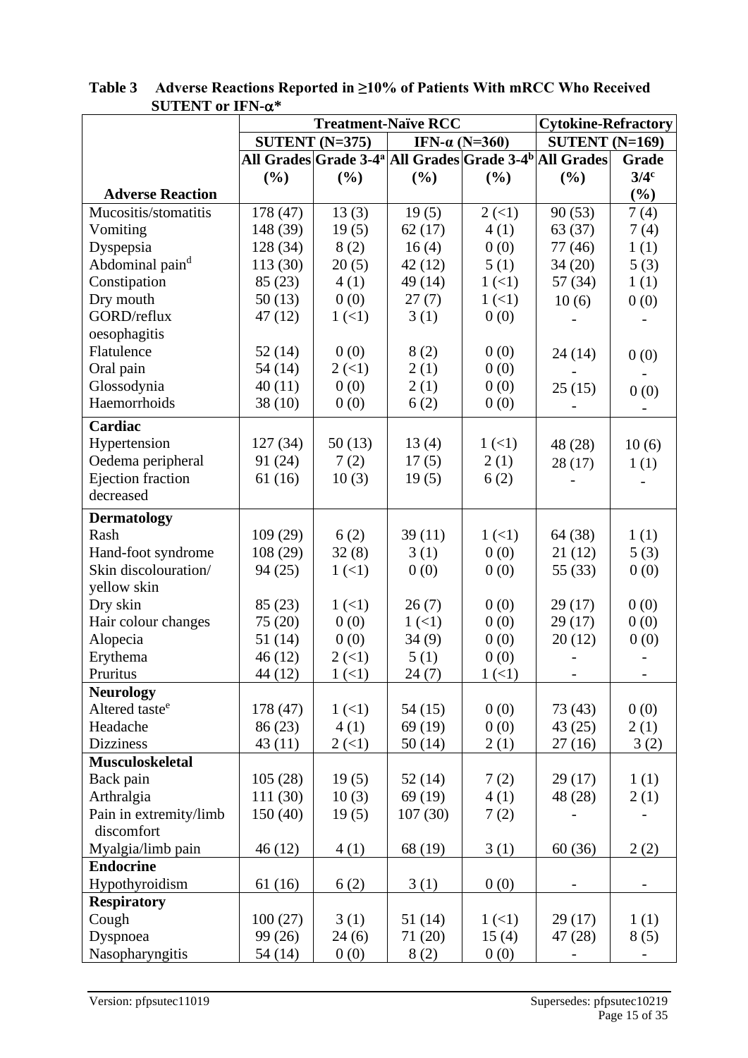**Table 3 Adverse Reactions Reported in ≥10% of Patients With mRCC Who Received SUTENT or IFN-α***

| | Treatment-Naïve RCC | | | | Cytokine-Refractory | |
|---|---|---|---|---|---|---|
| | SUTENT (N=375) | | IFN-α (N=360) | | SUTENT (N=169) | |
| **Adverse Reaction** | All Grades (%) | Grade 3-4[a] (%) | All Grades (%) | Grade 3-4[b] (%) | All Grades (%) | Grade 3/4[c] (%) |
| Mucositis/stomatitis | 178 (47) | 13 (3) | 19 (5) | 2 (<1) | 90 (53) | 7 (4) |
| Vomiting | 148 (39) | 19 (5) | 62 (17) | 4 (1) | 63 (37) | 7 (4) |
| Dyspepsia | 128 (34) | 8 (2) | 16 (4) | 0 (0) | 77 (46) | 1 (1) |
| Abdominal pain[d] | 113 (30) | 20 (5) | 42 (12) | 5 (1) | 34 (20) | 5 (3) |
| Constipation | 85 (23) | 4 (1) | 49 (14) | 1 (<1) | 57 (34) | 1 (1) |
| Dry mouth | 50 (13) | 0 (0) | 27 (7) | 1 (<1) | 10 (6) | 0 (0) |
| GORD/reflux oesophagitis | 47 (12) | 1 (<1) | 3 (1) | 0 (0) | - | - |
| Flatulence | 52 (14) | 0 (0) | 8 (2) | 0 (0) | 24 (14) | 0 (0) |
| Oral pain | 54 (14) | 2 (<1) | 2 (1) | 0 (0) | - | - |
| Glossodynia | 40 (11) | 0 (0) | 2 (1) | 0 (0) | 25 (15) | 0 (0) |
| Haemorrhoids | 38 (10) | 0 (0) | 6 (2) | 0 (0) | - | - |
| **Cardiac** | | | | | | |
| Hypertension | 127 (34) | 50 (13) | 13 (4) | 1 (<1) | 48 (28) | 10 (6) |
| Oedema peripheral | 91 (24) | 7 (2) | 17 (5) | 2 (1) | 28 (17) | 1 (1) |
| Ejection fraction decreased | 61 (16) | 10 (3) | 19 (5) | 6 (2) | - | - |
| **Dermatology** | | | | | | |
| Rash | 109 (29) | 6 (2) | 39 (11) | 1 (<1) | 64 (38) | 1 (1) |
| Hand-foot syndrome | 108 (29) | 32 (8) | 3 (1) | 0 (0) | 21 (12) | 5 (3) |
| Skin discolouration/ yellow skin | 94 (25) | 1 (<1) | 0 (0) | 0 (0) | 55 (33) | 0 (0) |
| Dry skin | 85 (23) | 1 (<1) | 26 (7) | 0 (0) | 29 (17) | 0 (0) |
| Hair colour changes | 75 (20) | 0 (0) | 1 (<1) | 0 (0) | 29 (17) | 0 (0) |
| Alopecia | 51 (14) | 0 (0) | 34 (9) | 0 (0) | 20 (12) | 0 (0) |
| Erythema | 46 (12) | 2 (<1) | 5 (1) | 0 (0) | - | - |
| Pruritus | 44 (12) | 1 (<1) | 24 (7) | 1 (<1) | - | - |
| **Neurology** | | | | | | |
| Altered taste[e] | 178 (47) | 1 (<1) | 54 (15) | 0 (0) | 73 (43) | 0 (0) |
| Headache | 86 (23) | 4 (1) | 69 (19) | 0 (0) | 43 (25) | 2 (1) |
| Dizziness | 43 (11) | 2 (<1) | 50 (14) | 2 (1) | 27 (16) | 3 (2) |
| **Musculoskeletal** | | | | | | |
| Back pain | 105 (28) | 19 (5) | 52 (14) | 7 (2) | 29 (17) | 1 (1) |
| Arthralgia | 111 (30) | 10 (3) | 69 (19) | 4 (1) | 48 (28) | 2 (1) |
| Pain in extremity/limb discomfort | 150 (40) | 19 (5) | 107 (30) | 7 (2) | - | - |
| Myalgia/limb pain | 46 (12) | 4 (1) | 68 (19) | 3 (1) | 60 (36) | 2 (2) |
| **Endocrine** | | | | | | |
| Hypothyroidism | 61 (16) | 6 (2) | 3 (1) | 0 (0) | - | - |
| **Respiratory** | | | | | | |
| Cough | 100 (27) | 3 (1) | 51 (14) | 1 (<1) | 29 (17) | 1 (1) |
| Dyspnoea | 99 (26) | 24 (6) | 71 (20) | 15 (4) | 47 (28) | 8 (5) |
| Nasopharyngitis | 54 (14) | 0 (0) | 8 (2) | 0 (0) | - | - |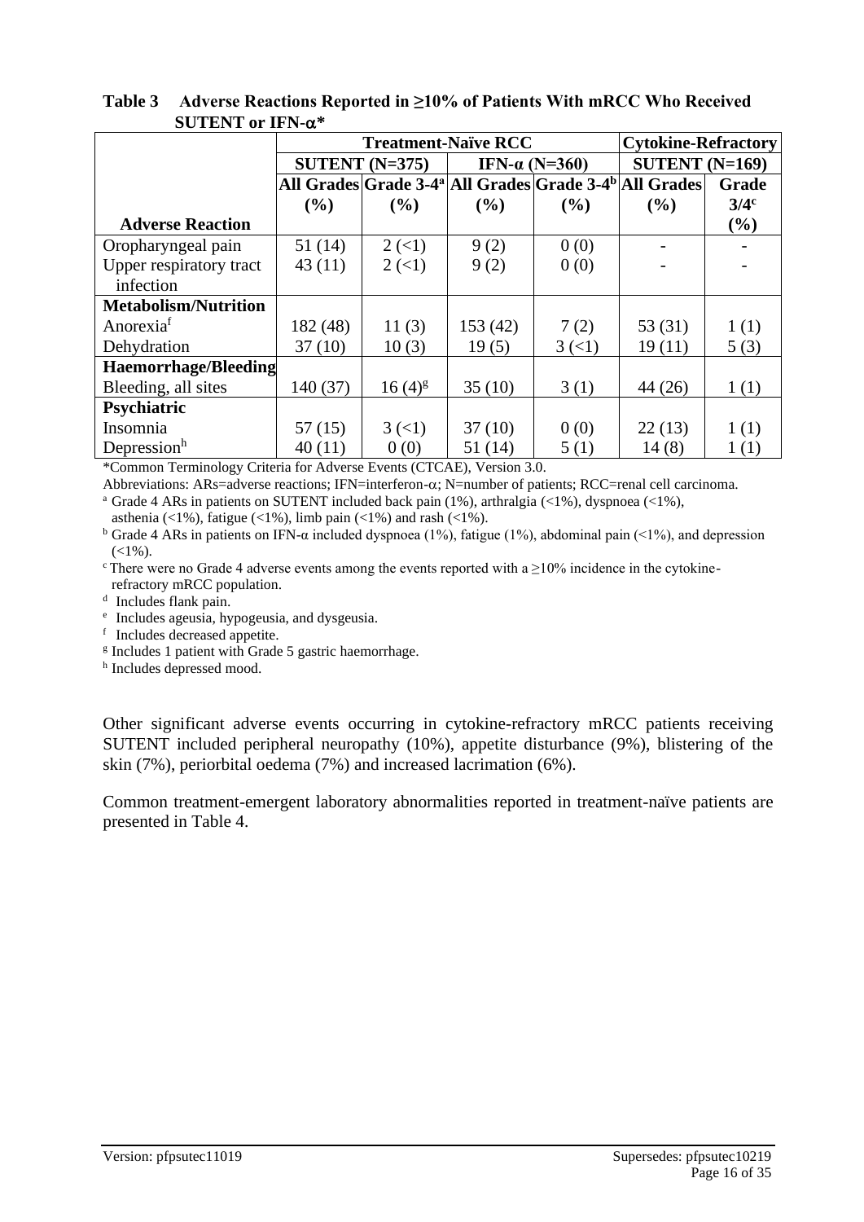**Table 3 Adverse Reactions Reported in ≥10% of Patients With mRCC Who Received SUTENT or IFN-α***

| | Treatment-Naïve RCC | | | | Cytokine-Refractory | |
|---|---|---|---|---|---|---|
| | SUTENT (N=375) | | IFN-α (N=360) | | SUTENT (N=169) | |
| **Adverse Reaction** | All Grades (%) | Grade 3-4[a] (%) | All Grades (%) | Grade 3-4[b] (%) | All Grades (%) | Grade 3/4[c] (%) |
| Oropharyngeal pain | 51 (14) | 2 (<1) | 9 (2) | 0 (0) | - | - |
| Upper respiratory tract infection | 43 (11) | 2 (<1) | 9 (2) | 0 (0) | - | - |
| **Metabolism/Nutrition** | | | | | | |
| Anorexia[f] | 182 (48) | 11 (3) | 153 (42) | 7 (2) | 53 (31) | 1 (1) |
| Dehydration | 37 (10) | 10 (3) | 19 (5) | 3 (<1) | 19 (11) | 5 (3) |
| **Haemorrhage/Bleeding** | | | | | | |
| Bleeding, all sites | 140 (37) | 16 (4)[g] | 35 (10) | 3 (1) | 44 (26) | 1 (1) |
| **Psychiatric** | | | | | | |
| Insomnia | 57 (15) | 3 (<1) | 37 (10) | 0 (0) | 22 (13) | 1 (1) |
| Depression[h] | 40 (11) | 0 (0) | 51 (14) | 5 (1) | 14 (8) | 1 (1) |

*Common Terminology Criteria for Adverse Events (CTCAE), Version 3.0.

Abbreviations: ARs=adverse reactions; IFN=interferon-α; N=number of patients; RCC=renal cell carcinoma.

[a] Grade 4 ARs in patients on SUTENT included back pain (1%), arthralgia (<1%), dyspnoea (<1%), asthenia (<1%), fatigue (<1%), limb pain (<1%) and rash (<1%).

[b] Grade 4 ARs in patients on IFN-α included dyspnoea (1%), fatigue (1%), abdominal pain (<1%), and depression (<1%).

[c] There were no Grade 4 adverse events among the events reported with a ≥10% incidence in the cytokine-refractory mRCC population.

[d] Includes flank pain.

[e] Includes ageusia, hypogeusia, and dysgeusia.

[f] Includes decreased appetite.

[g] Includes 1 patient with Grade 5 gastric haemorrhage.

[h] Includes depressed mood.

Other significant adverse events occurring in cytokine-refractory mRCC patients receiving SUTENT included peripheral neuropathy (10%), appetite disturbance (9%), blistering of the skin (7%), periorbital oedema (7%) and increased lacrimation (6%).

Common treatment-emergent laboratory abnormalities reported in treatment-naïve patients are presented in Table 4.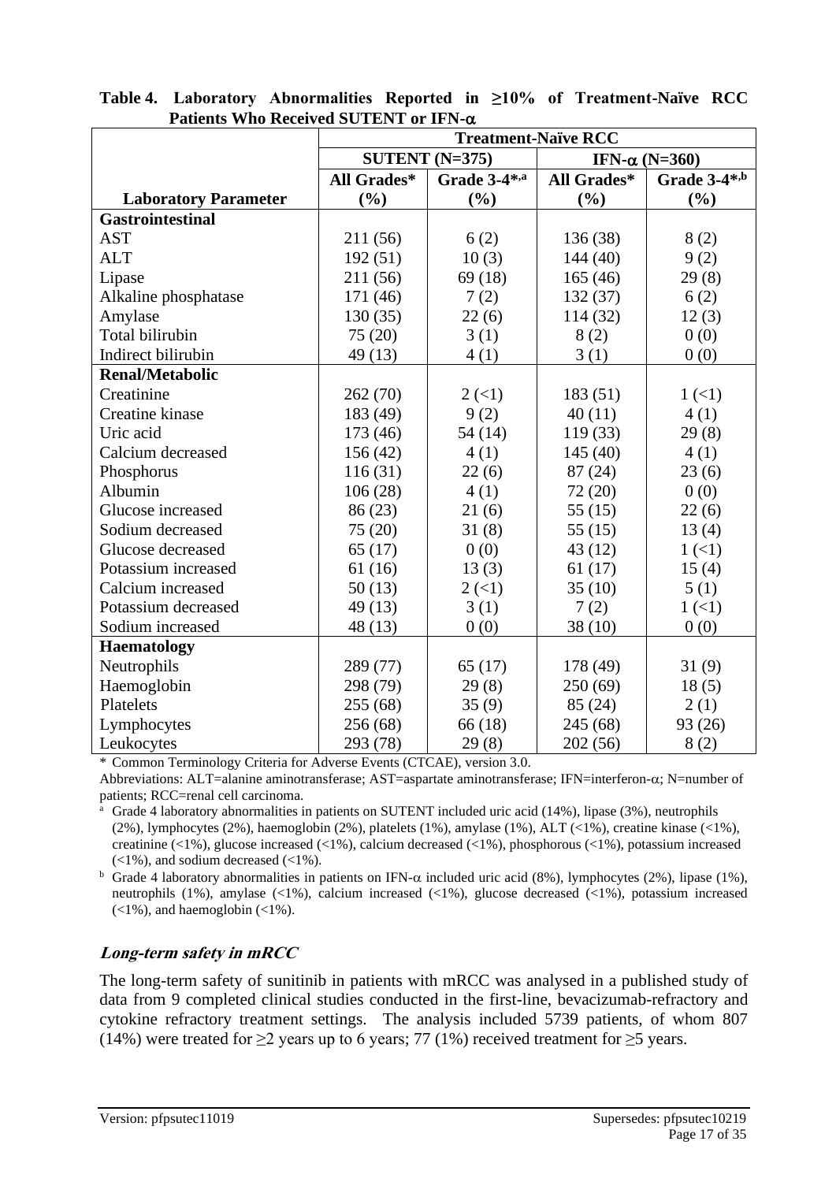**Table 4. Laboratory Abnormalities Reported in ≥10% of Treatment-Naïve RCC Patients Who Received SUTENT or IFN-α**

| | Treatment-Naïve RCC | | | |
|---|---|---|---|---|
| | SUTENT (N=375) | | IFN-α (N=360) | |
| **Laboratory Parameter** | **All Grades* (%)** | **Grade 3-4*,a (%)** | **All Grades* (%)** | **Grade 3-4*,b (%)** |
| **Gastrointestinal** | | | | |
| AST | 211 (56) | 6 (2) | 136 (38) | 8 (2) |
| ALT | 192 (51) | 10 (3) | 144 (40) | 9 (2) |
| Lipase | 211 (56) | 69 (18) | 165 (46) | 29 (8) |
| Alkaline phosphatase | 171 (46) | 7 (2) | 132 (37) | 6 (2) |
| Amylase | 130 (35) | 22 (6) | 114 (32) | 12 (3) |
| Total bilirubin | 75 (20) | 3 (1) | 8 (2) | 0 (0) |
| Indirect bilirubin | 49 (13) | 4 (1) | 3 (1) | 0 (0) |
| **Renal/Metabolic** | | | | |
| Creatinine | 262 (70) | 2 (<1) | 183 (51) | 1 (<1) |
| Creatine kinase | 183 (49) | 9 (2) | 40 (11) | 4 (1) |
| Uric acid | 173 (46) | 54 (14) | 119 (33) | 29 (8) |
| Calcium decreased | 156 (42) | 4 (1) | 145 (40) | 4 (1) |
| Phosphorus | 116 (31) | 22 (6) | 87 (24) | 23 (6) |
| Albumin | 106 (28) | 4 (1) | 72 (20) | 0 (0) |
| Glucose increased | 86 (23) | 21 (6) | 55 (15) | 22 (6) |
| Sodium decreased | 75 (20) | 31 (8) | 55 (15) | 13 (4) |
| Glucose decreased | 65 (17) | 0 (0) | 43 (12) | 1 (<1) |
| Potassium increased | 61 (16) | 13 (3) | 61 (17) | 15 (4) |
| Calcium increased | 50 (13) | 2 (<1) | 35 (10) | 5 (1) |
| Potassium decreased | 49 (13) | 3 (1) | 7 (2) | 1 (<1) |
| Sodium increased | 48 (13) | 0 (0) | 38 (10) | 0 (0) |
| **Haematology** | | | | |
| Neutrophils | 289 (77) | 65 (17) | 178 (49) | 31 (9) |
| Haemoglobin | 298 (79) | 29 (8) | 250 (69) | 18 (5) |
| Platelets | 255 (68) | 35 (9) | 85 (24) | 2 (1) |
| Lymphocytes | 256 (68) | 66 (18) | 245 (68) | 93 (26) |
| Leukocytes | 293 (78) | 29 (8) | 202 (56) | 8 (2) |

\* Common Terminology Criteria for Adverse Events (CTCAE), version 3.0.

Abbreviations: ALT=alanine aminotransferase; AST=aspartate aminotransferase; IFN=interferon-α; N=number of patients; RCC=renal cell carcinoma.

[a] Grade 4 laboratory abnormalities in patients on SUTENT included uric acid (14%), lipase (3%), neutrophils (2%), lymphocytes (2%), haemoglobin (2%), platelets (1%), amylase (1%), ALT (<1%), creatine kinase (<1%), creatinine (<1%), glucose increased (<1%), calcium decreased (<1%), phosphorous (<1%), potassium increased (<1%), and sodium decreased (<1%).

[b] Grade 4 laboratory abnormalities in patients on IFN-α included uric acid (8%), lymphocytes (2%), lipase (1%), neutrophils (1%), amylase (<1%), calcium increased (<1%), glucose decreased (<1%), potassium increased (<1%), and haemoglobin (<1%).

### *Long-term safety in mRCC*

The long-term safety of sunitinib in patients with mRCC was analysed in a published study of data from 9 completed clinical studies conducted in the first-line, bevacizumab-refractory and cytokine refractory treatment settings. The analysis included 5739 patients, of whom 807 (14%) were treated for ≥2 years up to 6 years; 77 (1%) received treatment for ≥5 years.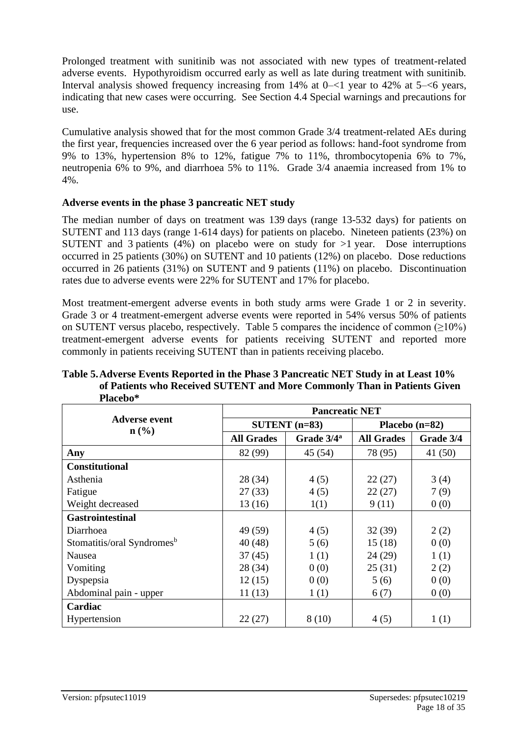Prolonged treatment with sunitinib was not associated with new types of treatment-related adverse events. Hypothyroidism occurred early as well as late during treatment with sunitinib. Interval analysis showed frequency increasing from 14% at 0–<1 year to 42% at 5–<6 years, indicating that new cases were occurring. See Section 4.4 Special warnings and precautions for use.

Cumulative analysis showed that for the most common Grade 3/4 treatment-related AEs during the first year, frequencies increased over the 6 year period as follows: hand-foot syndrome from 9% to 13%, hypertension 8% to 12%, fatigue 7% to 11%, thrombocytopenia 6% to 7%, neutropenia 6% to 9%, and diarrhoea 5% to 11%. Grade 3/4 anaemia increased from 1% to 4%.

**Adverse events in the phase 3 pancreatic NET study**

The median number of days on treatment was 139 days (range 13-532 days) for patients on SUTENT and 113 days (range 1-614 days) for patients on placebo. Nineteen patients (23%) on SUTENT and 3 patients (4%) on placebo were on study for >1 year. Dose interruptions occurred in 25 patients (30%) on SUTENT and 10 patients (12%) on placebo. Dose reductions occurred in 26 patients (31%) on SUTENT and 9 patients (11%) on placebo. Discontinuation rates due to adverse events were 22% for SUTENT and 17% for placebo.

Most treatment-emergent adverse events in both study arms were Grade 1 or 2 in severity. Grade 3 or 4 treatment-emergent adverse events were reported in 54% versus 50% of patients on SUTENT versus placebo, respectively. Table 5 compares the incidence of common (≥10%) treatment-emergent adverse events for patients receiving SUTENT and reported more commonly in patients receiving SUTENT than in patients receiving placebo.

**Table 5. Adverse Events Reported in the Phase 3 Pancreatic NET Study in at Least 10% of Patients who Received SUTENT and More Commonly Than in Patients Given Placebo***

| Adverse event n (%) | Pancreatic NET | | | |
|---|---|---|---|---|
| | SUTENT (n=83) | | Placebo (n=82) | |
| | All Grades | Grade 3/4[a] | All Grades | Grade 3/4 |
| **Any** | 82 (99) | 45 (54) | 78 (95) | 41 (50) |
| **Constitutional** | | | | |
| Asthenia | 28 (34) | 4 (5) | 22 (27) | 3 (4) |
| Fatigue | 27 (33) | 4 (5) | 22 (27) | 7 (9) |
| Weight decreased | 13 (16) | 1(1) | 9 (11) | 0 (0) |
| **Gastrointestinal** | | | | |
| Diarrhoea | 49 (59) | 4 (5) | 32 (39) | 2 (2) |
| Stomatitis/oral Syndromes[b] | 40 (48) | 5 (6) | 15 (18) | 0 (0) |
| Nausea | 37 (45) | 1 (1) | 24 (29) | 1 (1) |
| Vomiting | 28 (34) | 0 (0) | 25 (31) | 2 (2) |
| Dyspepsia | 12 (15) | 0 (0) | 5 (6) | 0 (0) |
| Abdominal pain - upper | 11 (13) | 1 (1) | 6 (7) | 0 (0) |
| **Cardiac** | | | | |
| Hypertension | 22 (27) | 8 (10) | 4 (5) | 1 (1) |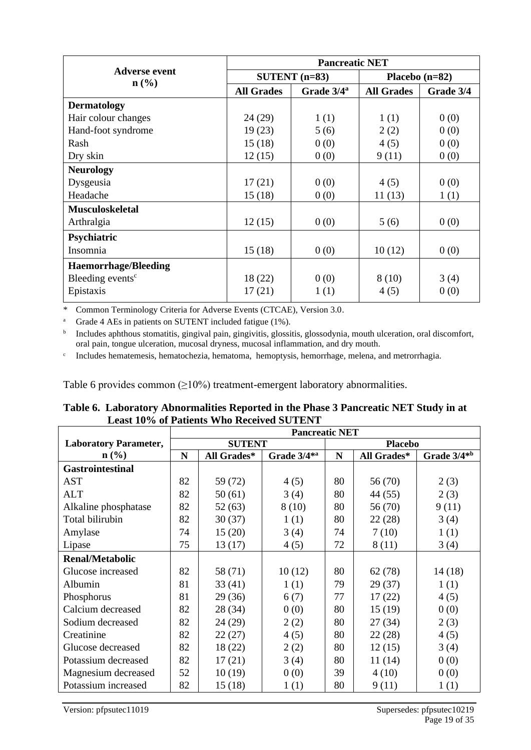| Adverse event n (%) | Pancreatic NET | | | |
|---|---|---|---|---|
| | SUTENT (n=83) | | Placebo (n=82) | |
| | All Grades | Grade 3/4[a] | All Grades | Grade 3/4 |
| **Dermatology** | | | | |
| Hair colour changes | 24 (29) | 1 (1) | 1 (1) | 0 (0) |
| Hand-foot syndrome | 19 (23) | 5 (6) | 2 (2) | 0 (0) |
| Rash | 15 (18) | 0 (0) | 4 (5) | 0 (0) |
| Dry skin | 12 (15) | 0 (0) | 9 (11) | 0 (0) |
| **Neurology** | | | | |
| Dysgeusia | 17 (21) | 0 (0) | 4 (5) | 0 (0) |
| Headache | 15 (18) | 0 (0) | 11 (13) | 1 (1) |
| **Musculoskeletal** | | | | |
| Arthralgia | 12 (15) | 0 (0) | 5 (6) | 0 (0) |
| **Psychiatric** | | | | |
| Insomnia | 15 (18) | 0 (0) | 10 (12) | 0 (0) |
| **Haemorrhage/Bleeding** | | | | |
| Bleeding events[c] | 18 (22) | 0 (0) | 8 (10) | 3 (4) |
| Epistaxis | 17 (21) | 1 (1) | 4 (5) | 0 (0) |

\* Common Terminology Criteria for Adverse Events (CTCAE), Version 3.0.

[a] Grade 4 AEs in patients on SUTENT included fatigue (1%).

[b] Includes aphthous stomatitis, gingival pain, gingivitis, glossitis, glossodynia, mouth ulceration, oral discomfort, oral pain, tongue ulceration, mucosal dryness, mucosal inflammation, and dry mouth.

[c] Includes hematemesis, hematochezia, hematoma, hemoptysis, hemorrhage, melena, and metrorrhagia.

Table 6 provides common (≥10%) treatment-emergent laboratory abnormalities.

**Table 6. Laboratory Abnormalities Reported in the Phase 3 Pancreatic NET Study in at Least 10% of Patients Who Received SUTENT**

| Laboratory Parameter, n (%) | Pancreatic NET | | | | | |
|---|---|---|---|---|---|---|
| | SUTENT | | | Placebo | | |
| | N | All Grades* | Grade 3/4*[a] | N | All Grades* | Grade 3/4*[b] |
| **Gastrointestinal** | | | | | | |
| AST | 82 | 59 (72) | 4 (5) | 80 | 56 (70) | 2 (3) |
| ALT | 82 | 50 (61) | 3 (4) | 80 | 44 (55) | 2 (3) |
| Alkaline phosphatase | 82 | 52 (63) | 8 (10) | 80 | 56 (70) | 9 (11) |
| Total bilirubin | 82 | 30 (37) | 1 (1) | 80 | 22 (28) | 3 (4) |
| Amylase | 74 | 15 (20) | 3 (4) | 74 | 7 (10) | 1 (1) |
| Lipase | 75 | 13 (17) | 4 (5) | 72 | 8 (11) | 3 (4) |
| **Renal/Metabolic** | | | | | | |
| Glucose increased | 82 | 58 (71) | 10 (12) | 80 | 62 (78) | 14 (18) |
| Albumin | 81 | 33 (41) | 1 (1) | 79 | 29 (37) | 1 (1) |
| Phosphorus | 81 | 29 (36) | 6 (7) | 77 | 17 (22) | 4 (5) |
| Calcium decreased | 82 | 28 (34) | 0 (0) | 80 | 15 (19) | 0 (0) |
| Sodium decreased | 82 | 24 (29) | 2 (2) | 80 | 27 (34) | 2 (3) |
| Creatinine | 82 | 22 (27) | 4 (5) | 80 | 22 (28) | 4 (5) |
| Glucose decreased | 82 | 18 (22) | 2 (2) | 80 | 12 (15) | 3 (4) |
| Potassium decreased | 82 | 17 (21) | 3 (4) | 80 | 11 (14) | 0 (0) |
| Magnesium decreased | 52 | 10 (19) | 0 (0) | 39 | 4 (10) | 0 (0) |
| Potassium increased | 82 | 15 (18) | 1 (1) | 80 | 9 (11) | 1 (1) |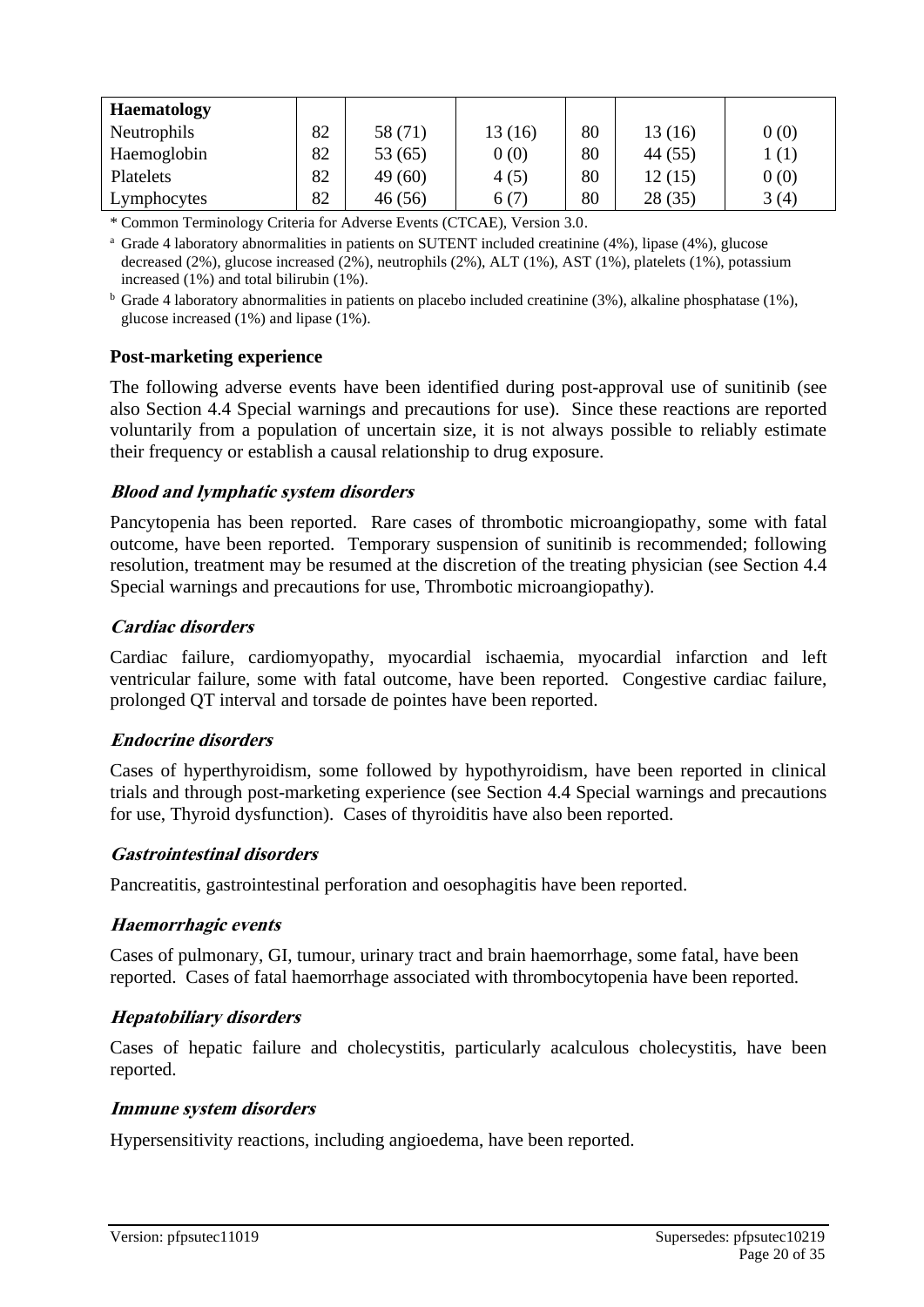| Haematology | | | | | | |
|---|---|---|---|---|---|---|
| Neutrophils | 82 | 58 (71) | 13 (16) | 80 | 13 (16) | 0 (0) |
| Haemoglobin | 82 | 53 (65) | 0 (0) | 80 | 44 (55) | 1 (1) |
| Platelets | 82 | 49 (60) | 4 (5) | 80 | 12 (15) | 0 (0) |
| Lymphocytes | 82 | 46 (56) | 6 (7) | 80 | 28 (35) | 3 (4) |

* Common Terminology Criteria for Adverse Events (CTCAE), Version 3.0.

[a] Grade 4 laboratory abnormalities in patients on SUTENT included creatinine (4%), lipase (4%), glucose decreased (2%), glucose increased (2%), neutrophils (2%), ALT (1%), AST (1%), platelets (1%), potassium increased (1%) and total bilirubin (1%).

[b] Grade 4 laboratory abnormalities in patients on placebo included creatinine (3%), alkaline phosphatase (1%), glucose increased (1%) and lipase (1%).

**Post-marketing experience**

The following adverse events have been identified during post-approval use of sunitinib (see also Section 4.4 Special warnings and precautions for use). Since these reactions are reported voluntarily from a population of uncertain size, it is not always possible to reliably estimate their frequency or establish a causal relationship to drug exposure.

***Blood and lymphatic system disorders***

Pancytopenia has been reported. Rare cases of thrombotic microangiopathy, some with fatal outcome, have been reported. Temporary suspension of sunitinib is recommended; following resolution, treatment may be resumed at the discretion of the treating physician (see Section 4.4 Special warnings and precautions for use, Thrombotic microangiopathy).

***Cardiac disorders***

Cardiac failure, cardiomyopathy, myocardial ischaemia, myocardial infarction and left ventricular failure, some with fatal outcome, have been reported. Congestive cardiac failure, prolonged QT interval and torsade de pointes have been reported.

***Endocrine disorders***

Cases of hyperthyroidism, some followed by hypothyroidism, have been reported in clinical trials and through post-marketing experience (see Section 4.4 Special warnings and precautions for use, Thyroid dysfunction). Cases of thyroiditis have also been reported.

***Gastrointestinal disorders***

Pancreatitis, gastrointestinal perforation and oesophagitis have been reported.

***Haemorrhagic events***

Cases of pulmonary, GI, tumour, urinary tract and brain haemorrhage, some fatal, have been reported. Cases of fatal haemorrhage associated with thrombocytopenia have been reported.

***Hepatobiliary disorders***

Cases of hepatic failure and cholecystitis, particularly acalculous cholecystitis, have been reported.

***Immune system disorders***

Hypersensitivity reactions, including angioedema, have been reported.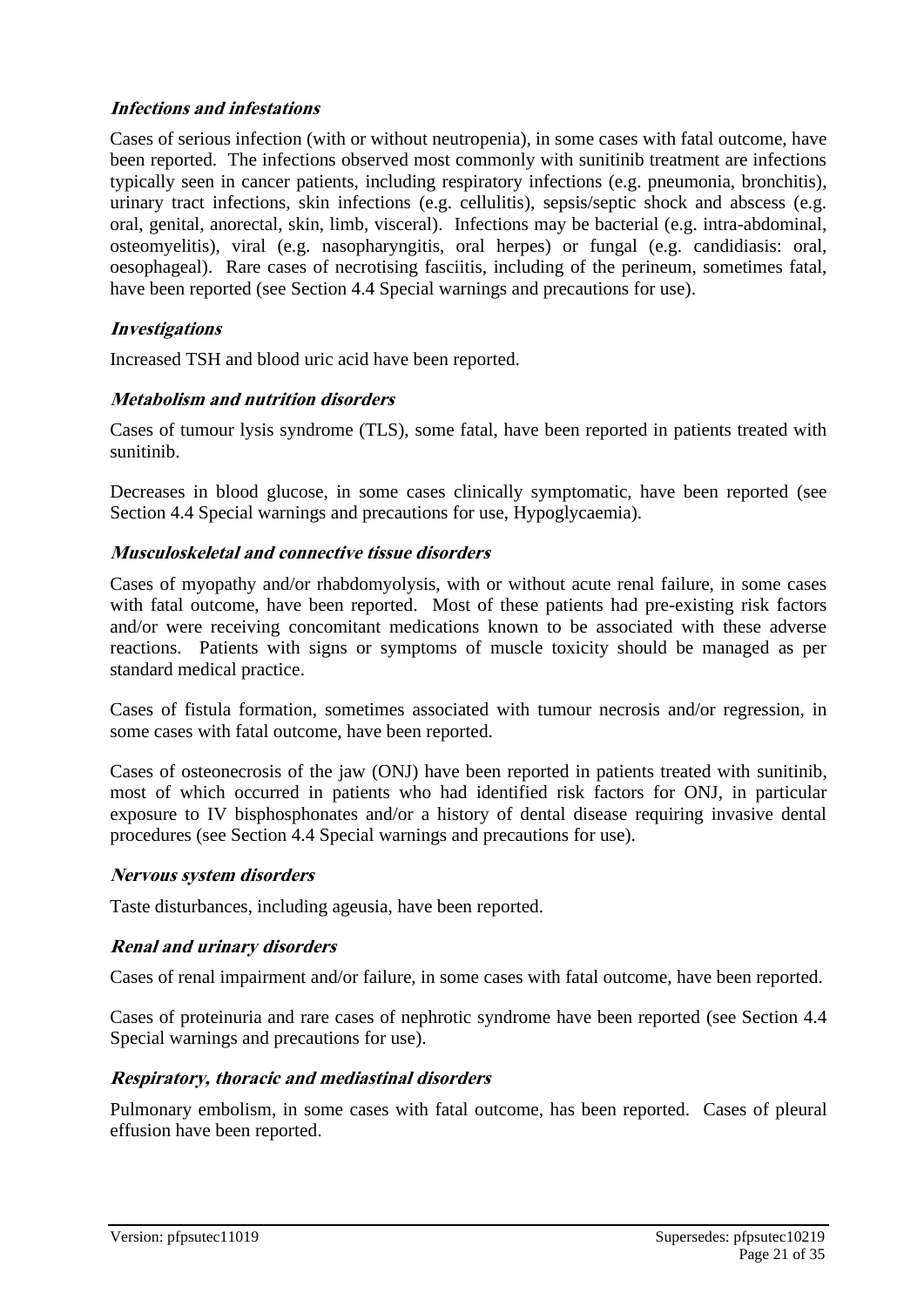***Infections and infestations***

Cases of serious infection (with or without neutropenia), in some cases with fatal outcome, have been reported. The infections observed most commonly with sunitinib treatment are infections typically seen in cancer patients, including respiratory infections (e.g. pneumonia, bronchitis), urinary tract infections, skin infections (e.g. cellulitis), sepsis/septic shock and abscess (e.g. oral, genital, anorectal, skin, limb, visceral). Infections may be bacterial (e.g. intra-abdominal, osteomyelitis), viral (e.g. nasopharyngitis, oral herpes) or fungal (e.g. candidiasis: oral, oesophageal). Rare cases of necrotising fasciitis, including of the perineum, sometimes fatal, have been reported (see Section 4.4 Special warnings and precautions for use).

***Investigations***

Increased TSH and blood uric acid have been reported.

***Metabolism and nutrition disorders***

Cases of tumour lysis syndrome (TLS), some fatal, have been reported in patients treated with sunitinib.

Decreases in blood glucose, in some cases clinically symptomatic, have been reported (see Section 4.4 Special warnings and precautions for use, Hypoglycaemia).

***Musculoskeletal and connective tissue disorders***

Cases of myopathy and/or rhabdomyolysis, with or without acute renal failure, in some cases with fatal outcome, have been reported. Most of these patients had pre-existing risk factors and/or were receiving concomitant medications known to be associated with these adverse reactions. Patients with signs or symptoms of muscle toxicity should be managed as per standard medical practice.

Cases of fistula formation, sometimes associated with tumour necrosis and/or regression, in some cases with fatal outcome, have been reported.

Cases of osteonecrosis of the jaw (ONJ) have been reported in patients treated with sunitinib, most of which occurred in patients who had identified risk factors for ONJ, in particular exposure to IV bisphosphonates and/or a history of dental disease requiring invasive dental procedures (see Section 4.4 Special warnings and precautions for use).

***Nervous system disorders***

Taste disturbances, including ageusia, have been reported.

***Renal and urinary disorders***

Cases of renal impairment and/or failure, in some cases with fatal outcome, have been reported.

Cases of proteinuria and rare cases of nephrotic syndrome have been reported (see Section 4.4 Special warnings and precautions for use).

***Respiratory, thoracic and mediastinal disorders***

Pulmonary embolism, in some cases with fatal outcome, has been reported. Cases of pleural effusion have been reported.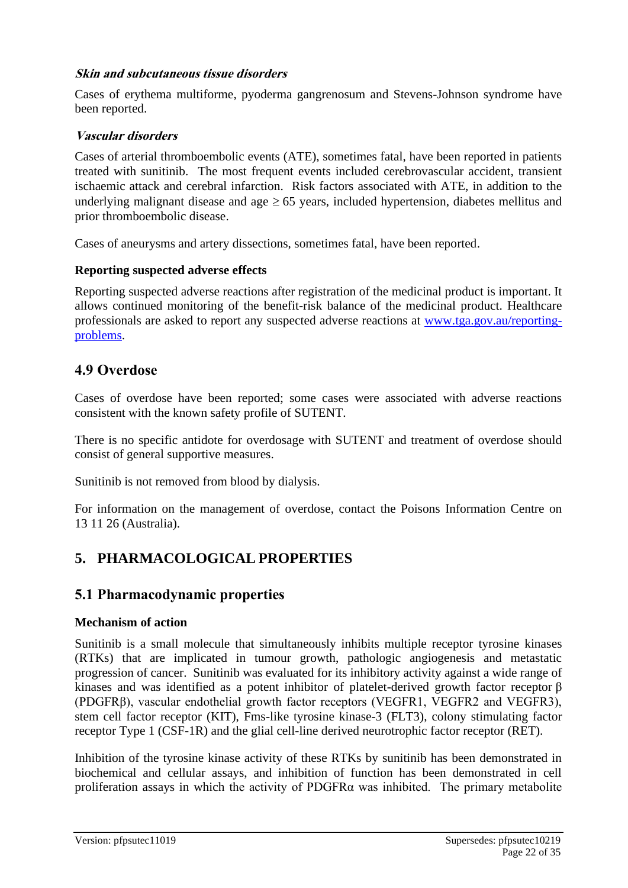#### *Skin and subcutaneous tissue disorders*

Cases of erythema multiforme, pyoderma gangrenosum and Stevens-Johnson syndrome have been reported.

#### *Vascular disorders*

Cases of arterial thromboembolic events (ATE), sometimes fatal, have been reported in patients treated with sunitinib. The most frequent events included cerebrovascular accident, transient ischaemic attack and cerebral infarction. Risk factors associated with ATE, in addition to the underlying malignant disease and age ≥ 65 years, included hypertension, diabetes mellitus and prior thromboembolic disease.

Cases of aneurysms and artery dissections, sometimes fatal, have been reported.

**Reporting suspected adverse effects**

Reporting suspected adverse reactions after registration of the medicinal product is important. It allows continued monitoring of the benefit-risk balance of the medicinal product. Healthcare professionals are asked to report any suspected adverse reactions at [www.tga.gov.au/reporting-problems](www.tga.gov.au/reporting-problems).

## 4.9 Overdose

Cases of overdose have been reported; some cases were associated with adverse reactions consistent with the known safety profile of SUTENT.

There is no specific antidote for overdosage with SUTENT and treatment of overdose should consist of general supportive measures.

Sunitinib is not removed from blood by dialysis.

For information on the management of overdose, contact the Poisons Information Centre on 13 11 26 (Australia).

# 5. PHARMACOLOGICAL PROPERTIES

## 5.1 Pharmacodynamic properties

**Mechanism of action**

Sunitinib is a small molecule that simultaneously inhibits multiple receptor tyrosine kinases (RTKs) that are implicated in tumour growth, pathologic angiogenesis and metastatic progression of cancer. Sunitinib was evaluated for its inhibitory activity against a wide range of kinases and was identified as a potent inhibitor of platelet-derived growth factor receptor β (PDGFRβ), vascular endothelial growth factor receptors (VEGFR1, VEGFR2 and VEGFR3), stem cell factor receptor (KIT), Fms-like tyrosine kinase-3 (FLT3), colony stimulating factor receptor Type 1 (CSF-1R) and the glial cell-line derived neurotrophic factor receptor (RET).

Inhibition of the tyrosine kinase activity of these RTKs by sunitinib has been demonstrated in biochemical and cellular assays, and inhibition of function has been demonstrated in cell proliferation assays in which the activity of PDGFRα was inhibited. The primary metabolite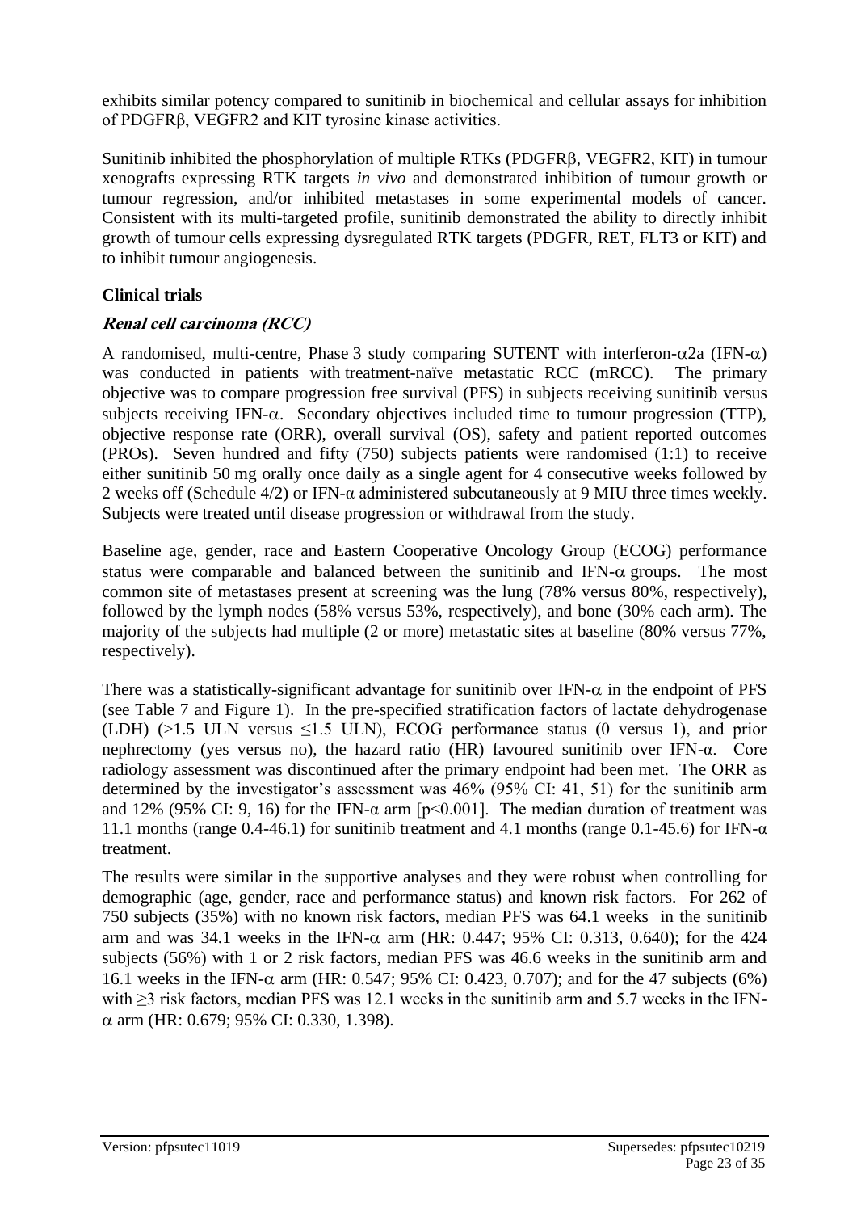exhibits similar potency compared to sunitinib in biochemical and cellular assays for inhibition of PDGFRβ, VEGFR2 and KIT tyrosine kinase activities.

Sunitinib inhibited the phosphorylation of multiple RTKs (PDGFRβ, VEGFR2, KIT) in tumour xenografts expressing RTK targets *in vivo* and demonstrated inhibition of tumour growth or tumour regression, and/or inhibited metastases in some experimental models of cancer. Consistent with its multi-targeted profile, sunitinib demonstrated the ability to directly inhibit growth of tumour cells expressing dysregulated RTK targets (PDGFR, RET, FLT3 or KIT) and to inhibit tumour angiogenesis.

**Clinical trials**

***Renal cell carcinoma (RCC)***

A randomised, multi-centre, Phase 3 study comparing SUTENT with interferon-α2a (IFN-α) was conducted in patients with treatment-naïve metastatic RCC (mRCC). The primary objective was to compare progression free survival (PFS) in subjects receiving sunitinib versus subjects receiving IFN-α. Secondary objectives included time to tumour progression (TTP), objective response rate (ORR), overall survival (OS), safety and patient reported outcomes (PROs). Seven hundred and fifty (750) subjects patients were randomised (1:1) to receive either sunitinib 50 mg orally once daily as a single agent for 4 consecutive weeks followed by 2 weeks off (Schedule 4/2) or IFN-α administered subcutaneously at 9 MIU three times weekly. Subjects were treated until disease progression or withdrawal from the study.

Baseline age, gender, race and Eastern Cooperative Oncology Group (ECOG) performance status were comparable and balanced between the sunitinib and IFN-α groups. The most common site of metastases present at screening was the lung (78% versus 80%, respectively), followed by the lymph nodes (58% versus 53%, respectively), and bone (30% each arm). The majority of the subjects had multiple (2 or more) metastatic sites at baseline (80% versus 77%, respectively).

There was a statistically-significant advantage for sunitinib over IFN-α in the endpoint of PFS (see Table 7 and Figure 1). In the pre-specified stratification factors of lactate dehydrogenase (LDH) (>1.5 ULN versus ≤1.5 ULN), ECOG performance status (0 versus 1), and prior nephrectomy (yes versus no), the hazard ratio (HR) favoured sunitinib over IFN-α. Core radiology assessment was discontinued after the primary endpoint had been met. The ORR as determined by the investigator's assessment was 46% (95% CI: 41, 51) for the sunitinib arm and 12% (95% CI: 9, 16) for the IFN-α arm [$p<0.001$]. The median duration of treatment was 11.1 months (range 0.4-46.1) for sunitinib treatment and 4.1 months (range 0.1-45.6) for IFN-α treatment.

The results were similar in the supportive analyses and they were robust when controlling for demographic (age, gender, race and performance status) and known risk factors. For 262 of 750 subjects (35%) with no known risk factors, median PFS was 64.1 weeks in the sunitinib arm and was 34.1 weeks in the IFN-α arm (HR: 0.447; 95% CI: 0.313, 0.640); for the 424 subjects (56%) with 1 or 2 risk factors, median PFS was 46.6 weeks in the sunitinib arm and 16.1 weeks in the IFN-α arm (HR: 0.547; 95% CI: 0.423, 0.707); and for the 47 subjects (6%) with ≥3 risk factors, median PFS was 12.1 weeks in the sunitinib arm and 5.7 weeks in the IFN-α arm (HR: 0.679; 95% CI: 0.330, 1.398).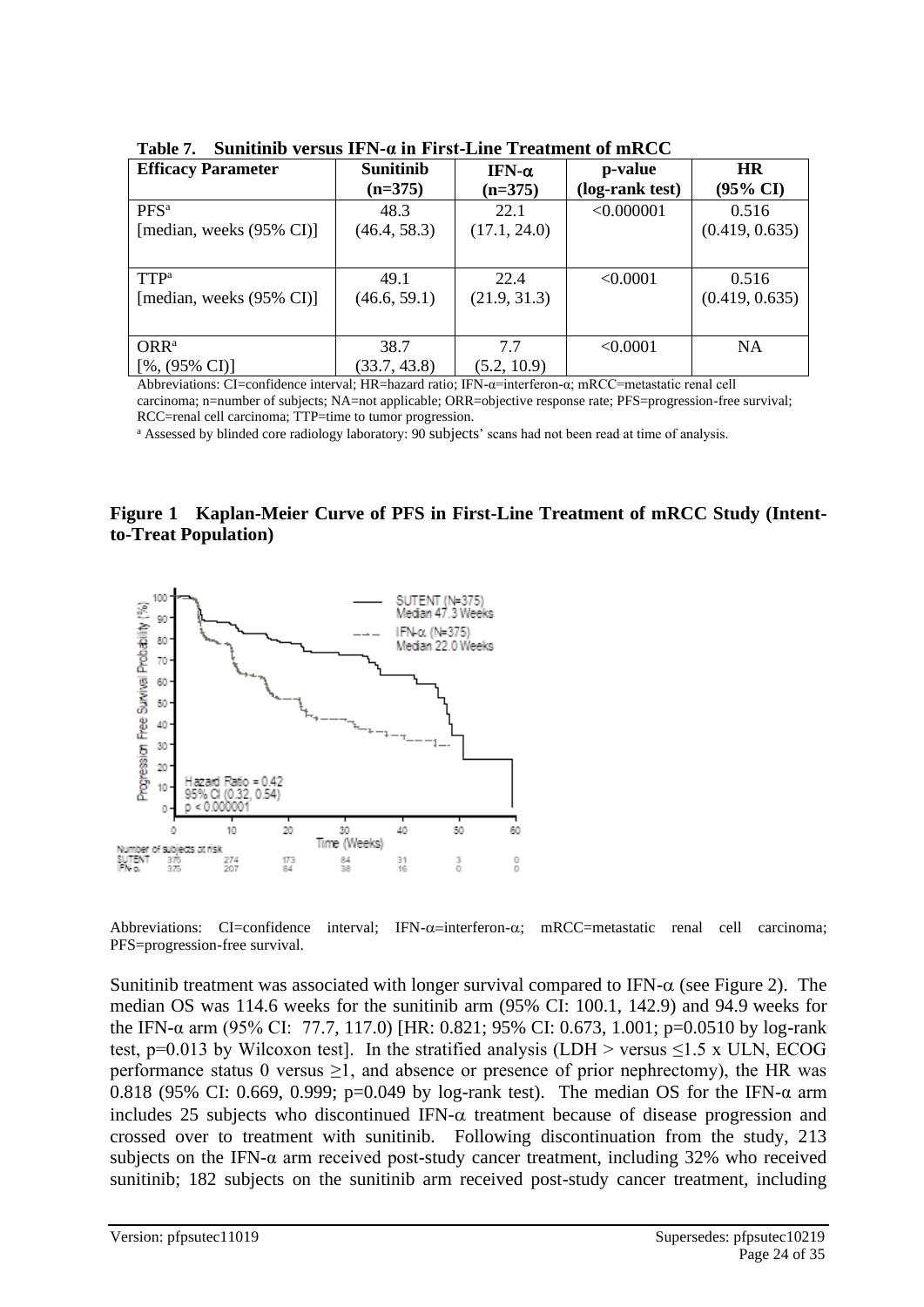**Table 7. Sunitinib versus IFN-α in First-Line Treatment of mRCC**

| Efficacy Parameter | Sunitinib (n=375) | IFN-α (n=375) | p-value (log-rank test) | HR (95% CI) |
|---|---|---|---|---|
| PFS[a] [median, weeks (95% CI)] | 48.3 (46.4, 58.3) | 22.1 (17.1, 24.0) | <0.000001 | 0.516 (0.419, 0.635) |
| TTP[a] [median, weeks (95% CI)] | 49.1 (46.6, 59.1) | 22.4 (21.9, 31.3) | <0.0001 | 0.516 (0.419, 0.635) |
| ORR[a] [%, (95% CI)] | 38.7 (33.7, 43.8) | 7.7 (5.2, 10.9) | <0.0001 | NA |

Abbreviations: CI=confidence interval; HR=hazard ratio; IFN-α=interferon-α; mRCC=metastatic renal cell carcinoma; n=number of subjects; NA=not applicable; ORR=objective response rate; PFS=progression-free survival; RCC=renal cell carcinoma; TTP=time to tumor progression.

[a] Assessed by blinded core radiology laboratory: 90 subjects' scans had not been read at time of analysis.

**Figure 1 Kaplan-Meier Curve of PFS in First-Line Treatment of mRCC Study (Intent-to-Treat Population)**

Abbreviations: CI=confidence interval; IFN-α=interferon-α; mRCC=metastatic renal cell carcinoma; PFS=progression-free survival.

Sunitinib treatment was associated with longer survival compared to IFN-α (see Figure 2). The median OS was 114.6 weeks for the sunitinib arm (95% CI: 100.1, 142.9) and 94.9 weeks for the IFN-α arm (95% CI: 77.7, 117.0) [HR: 0.821; 95% CI: 0.673, 1.001; p=0.0510 by log-rank test, p=0.013 by Wilcoxon test]. In the stratified analysis (LDH > versus ≤1.5 x ULN, ECOG performance status 0 versus ≥1, and absence or presence of prior nephrectomy), the HR was 0.818 (95% CI: 0.669, 0.999; p=0.049 by log-rank test). The median OS for the IFN-α arm includes 25 subjects who discontinued IFN-α treatment because of disease progression and crossed over to treatment with sunitinib. Following discontinuation from the study, 213 subjects on the IFN-α arm received post-study cancer treatment, including 32% who received sunitinib; 182 subjects on the sunitinib arm received post-study cancer treatment, including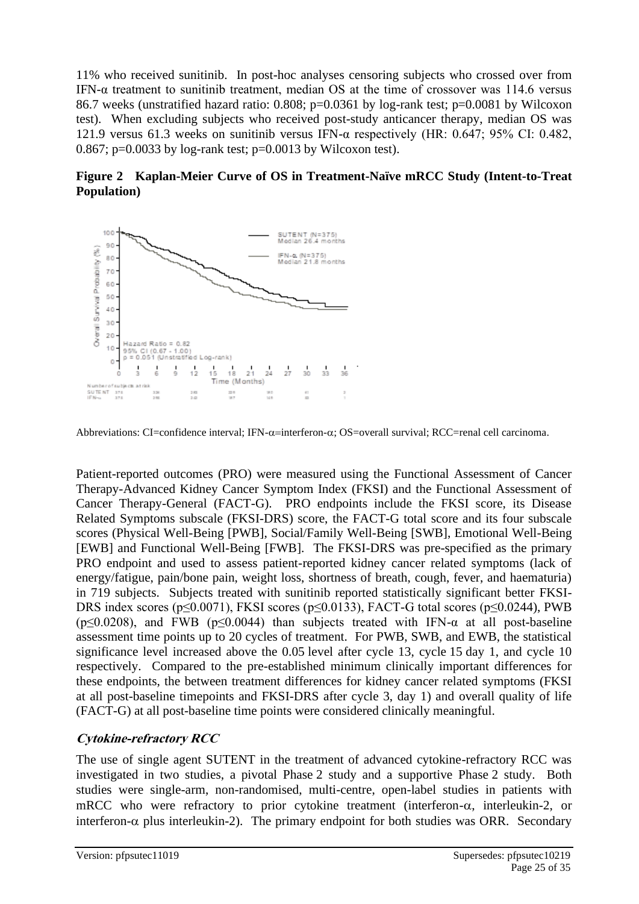11% who received sunitinib. In post-hoc analyses censoring subjects who crossed over from IFN-α treatment to sunitinib treatment, median OS at the time of crossover was 114.6 versus 86.7 weeks (unstratified hazard ratio: 0.808; p=0.0361 by log-rank test; p=0.0081 by Wilcoxon test). When excluding subjects who received post-study anticancer therapy, median OS was 121.9 versus 61.3 weeks on sunitinib versus IFN-α respectively (HR: 0.647; 95% CI: 0.482, 0.867; p=0.0033 by log-rank test; p=0.0013 by Wilcoxon test).

**Figure 2 Kaplan-Meier Curve of OS in Treatment-Naïve mRCC Study (Intent-to-Treat Population)**

Abbreviations: CI=confidence interval; IFN-α=interferon-α; OS=overall survival; RCC=renal cell carcinoma.

Patient-reported outcomes (PRO) were measured using the Functional Assessment of Cancer Therapy-Advanced Kidney Cancer Symptom Index (FKSI) and the Functional Assessment of Cancer Therapy-General (FACT-G). PRO endpoints include the FKSI score, its Disease Related Symptoms subscale (FKSI-DRS) score, the FACT-G total score and its four subscale scores (Physical Well-Being [PWB], Social/Family Well-Being [SWB], Emotional Well-Being [EWB] and Functional Well-Being [FWB]. The FKSI-DRS was pre-specified as the primary PRO endpoint and used to assess patient-reported kidney cancer related symptoms (lack of energy/fatigue, pain/bone pain, weight loss, shortness of breath, cough, fever, and haematuria) in 719 subjects. Subjects treated with sunitinib reported statistically significant better FKSI-DRS index scores ($p \leq 0.0071$), FKSI scores ($p \leq 0.0133$), FACT-G total scores ($p \leq 0.0244$), PWB ($p \leq 0.0208$), and FWB ($p \leq 0.0044$) than subjects treated with IFN-α at all post-baseline assessment time points up to 20 cycles of treatment. For PWB, SWB, and EWB, the statistical significance level increased above the 0.05 level after cycle 13, cycle 15 day 1, and cycle 10 respectively. Compared to the pre-established minimum clinically important differences for these endpoints, the between treatment differences for kidney cancer related symptoms (FKSI at all post-baseline timepoints and FKSI-DRS after cycle 3, day 1) and overall quality of life (FACT-G) at all post-baseline time points were considered clinically meaningful.

### *Cytokine-refractory RCC*

The use of single agent SUTENT in the treatment of advanced cytokine-refractory RCC was investigated in two studies, a pivotal Phase 2 study and a supportive Phase 2 study. Both studies were single-arm, non-randomised, multi-centre, open-label studies in patients with mRCC who were refractory to prior cytokine treatment (interferon-α, interleukin-2, or interferon-α plus interleukin-2). The primary endpoint for both studies was ORR. Secondary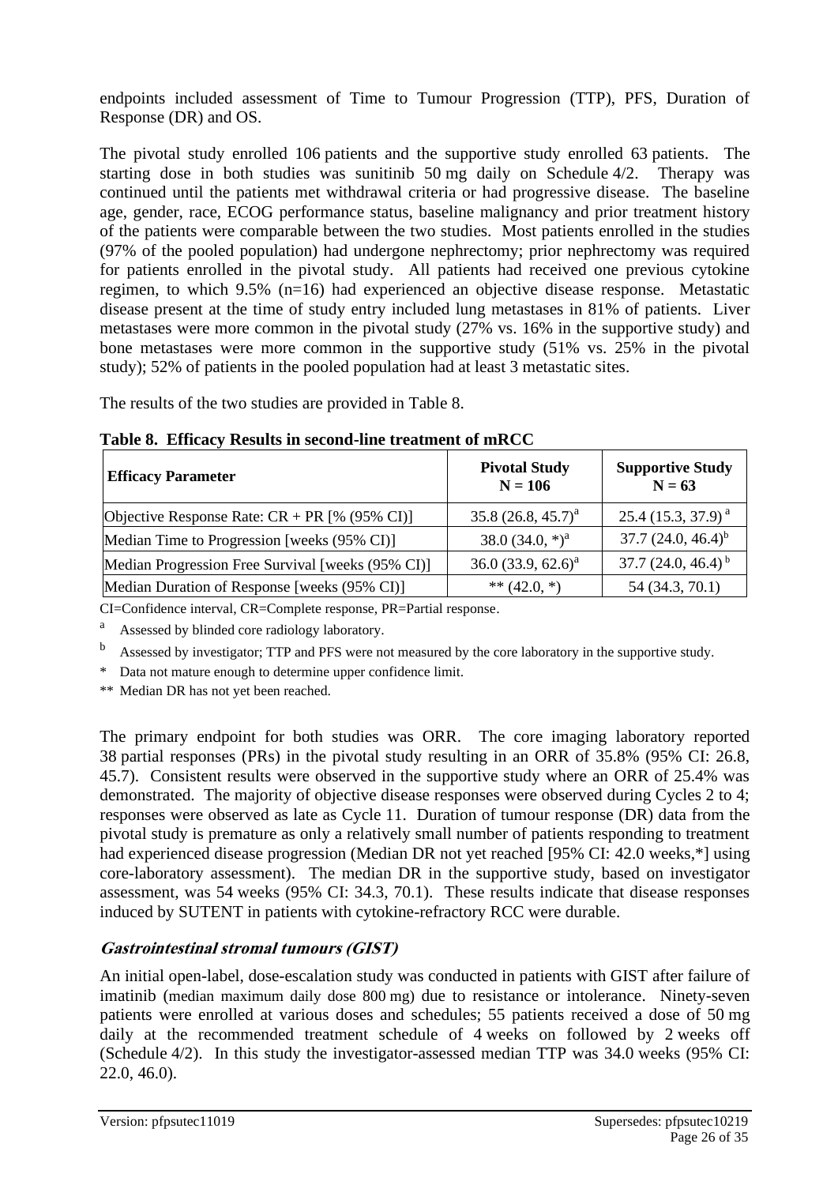endpoints included assessment of Time to Tumour Progression (TTP), PFS, Duration of Response (DR) and OS.

The pivotal study enrolled 106 patients and the supportive study enrolled 63 patients. The starting dose in both studies was sunitinib 50 mg daily on Schedule 4/2. Therapy was continued until the patients met withdrawal criteria or had progressive disease. The baseline age, gender, race, ECOG performance status, baseline malignancy and prior treatment history of the patients were comparable between the two studies. Most patients enrolled in the studies (97% of the pooled population) had undergone nephrectomy; prior nephrectomy was required for patients enrolled in the pivotal study. All patients had received one previous cytokine regimen, to which 9.5% (n=16) had experienced an objective disease response. Metastatic disease present at the time of study entry included lung metastases in 81% of patients. Liver metastases were more common in the pivotal study (27% vs. 16% in the supportive study) and bone metastases were more common in the supportive study (51% vs. 25% in the pivotal study); 52% of patients in the pooled population had at least 3 metastatic sites.

The results of the two studies are provided in Table 8.

**Table 8. Efficacy Results in second-line treatment of mRCC**

| Efficacy Parameter | Pivotal Study N = 106 | Supportive Study N = 63 |
|---|---|---|
| Objective Response Rate: CR + PR [% (95% CI)] | 35.8 (26.8, 45.7)[a] | 25.4 (15.3, 37.9)[a] |
| Median Time to Progression [weeks (95% CI)] | 38.0 (34.0, *)[a] | 37.7 (24.0, 46.4)[b] |
| Median Progression Free Survival [weeks (95% CI)] | 36.0 (33.9, 62.6)[a] | 37.7 (24.0, 46.4)[b] |
| Median Duration of Response [weeks (95% CI)] | ** (42.0, *) | 54 (34.3, 70.1) |

CI=Confidence interval, CR=Complete response, PR=Partial response.

[a] Assessed by blinded core radiology laboratory.

[b] Assessed by investigator; TTP and PFS were not measured by the core laboratory in the supportive study.

\* Data not mature enough to determine upper confidence limit.

\** Median DR has not yet been reached.

The primary endpoint for both studies was ORR. The core imaging laboratory reported 38 partial responses (PRs) in the pivotal study resulting in an ORR of 35.8% (95% CI: 26.8, 45.7). Consistent results were observed in the supportive study where an ORR of 25.4% was demonstrated. The majority of objective disease responses were observed during Cycles 2 to 4; responses were observed as late as Cycle 11. Duration of tumour response (DR) data from the pivotal study is premature as only a relatively small number of patients responding to treatment had experienced disease progression (Median DR not yet reached [95% CI: 42.0 weeks,*] using core-laboratory assessment). The median DR in the supportive study, based on investigator assessment, was 54 weeks (95% CI: 34.3, 70.1). These results indicate that disease responses induced by SUTENT in patients with cytokine-refractory RCC were durable.

### *Gastrointestinal stromal tumours (GIST)*

An initial open-label, dose-escalation study was conducted in patients with GIST after failure of imatinib (median maximum daily dose 800 mg) due to resistance or intolerance. Ninety-seven patients were enrolled at various doses and schedules; 55 patients received a dose of 50 mg daily at the recommended treatment schedule of 4 weeks on followed by 2 weeks off (Schedule 4/2). In this study the investigator-assessed median TTP was 34.0 weeks (95% CI: 22.0, 46.0).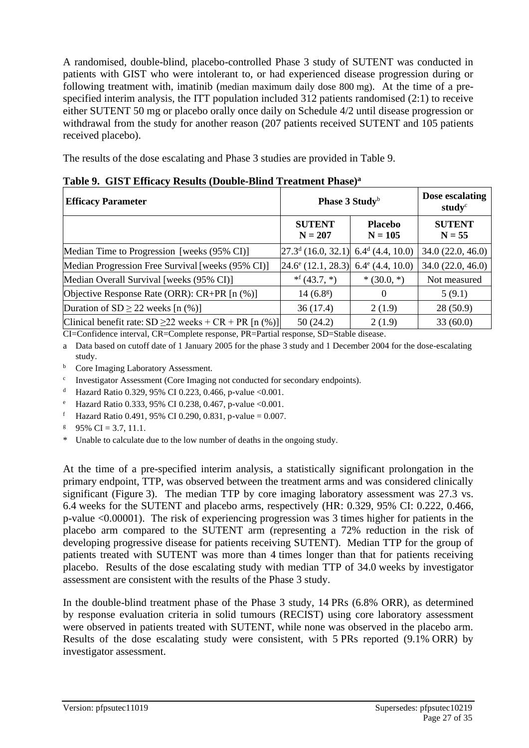A randomised, double-blind, placebo-controlled Phase 3 study of SUTENT was conducted in patients with GIST who were intolerant to, or had experienced disease progression during or following treatment with, imatinib (median maximum daily dose 800 mg). At the time of a pre-specified interim analysis, the ITT population included 312 patients randomised (2:1) to receive either SUTENT 50 mg or placebo orally once daily on Schedule 4/2 until disease progression or withdrawal from the study for another reason (207 patients received SUTENT and 105 patients received placebo).

The results of the dose escalating and Phase 3 studies are provided in Table 9.

**Table 9. GIST Efficacy Results (Double-Blind Treatment Phase)[a]**

| Efficacy Parameter | Phase 3 Study[b] | | Dose escalating study[c] |
|---|---|---|---|
| | **SUTENT N = 207** | **Placebo N = 105** | **SUTENT N = 55** |
| Median Time to Progression [weeks (95% CI)] | 27.3[d] (16.0, 32.1) | 6.4[d] (4.4, 10.0) | 34.0 (22.0, 46.0) |
| Median Progression Free Survival [weeks (95% CI)] | 24.6[e] (12.1, 28.3) | 6.4[e] (4.4, 10.0) | 34.0 (22.0, 46.0) |
| Median Overall Survival [weeks (95% CI)] | *[f] (43.7, *) | * (30.0, *) | Not measured |
| Objective Response Rate (ORR): CR+PR [n (%)] | 14 (6.8[g]) | 0 | 5 (9.1) |
| Duration of SD ≥ 22 weeks [n (%)] | 36 (17.4) | 2 (1.9) | 28 (50.9) |
| Clinical benefit rate: SD ≥22 weeks + CR + PR [n (%)] | 50 (24.2) | 2 (1.9) | 33 (60.0) |

CI=Confidence interval, CR=Complete response, PR=Partial response, SD=Stable disease.

a Data based on cutoff date of 1 January 2005 for the phase 3 study and 1 December 2004 for the dose-escalating study.

b Core Imaging Laboratory Assessment.

c Investigator Assessment (Core Imaging not conducted for secondary endpoints).

d Hazard Ratio 0.329, 95% CI 0.223, 0.466, p-value <0.001.

e Hazard Ratio 0.333, 95% CI 0.238, 0.467, p-value <0.001.

f Hazard Ratio 0.491, 95% CI 0.290, 0.831, p-value = 0.007.

g 95% CI = 3.7, 11.1.

\* Unable to calculate due to the low number of deaths in the ongoing study.

At the time of a pre-specified interim analysis, a statistically significant prolongation in the primary endpoint, TTP, was observed between the treatment arms and was considered clinically significant (Figure 3). The median TTP by core imaging laboratory assessment was 27.3 vs. 6.4 weeks for the SUTENT and placebo arms, respectively (HR: 0.329, 95% CI: 0.222, 0.466, p-value <0.00001). The risk of experiencing progression was 3 times higher for patients in the placebo arm compared to the SUTENT arm (representing a 72% reduction in the risk of developing progressive disease for patients receiving SUTENT). Median TTP for the group of patients treated with SUTENT was more than 4 times longer than that for patients receiving placebo. Results of the dose escalating study with median TTP of 34.0 weeks by investigator assessment are consistent with the results of the Phase 3 study.

In the double-blind treatment phase of the Phase 3 study, 14 PRs (6.8% ORR), as determined by response evaluation criteria in solid tumours (RECIST) using core laboratory assessment were observed in patients treated with SUTENT, while none was observed in the placebo arm. Results of the dose escalating study were consistent, with 5 PRs reported (9.1% ORR) by investigator assessment.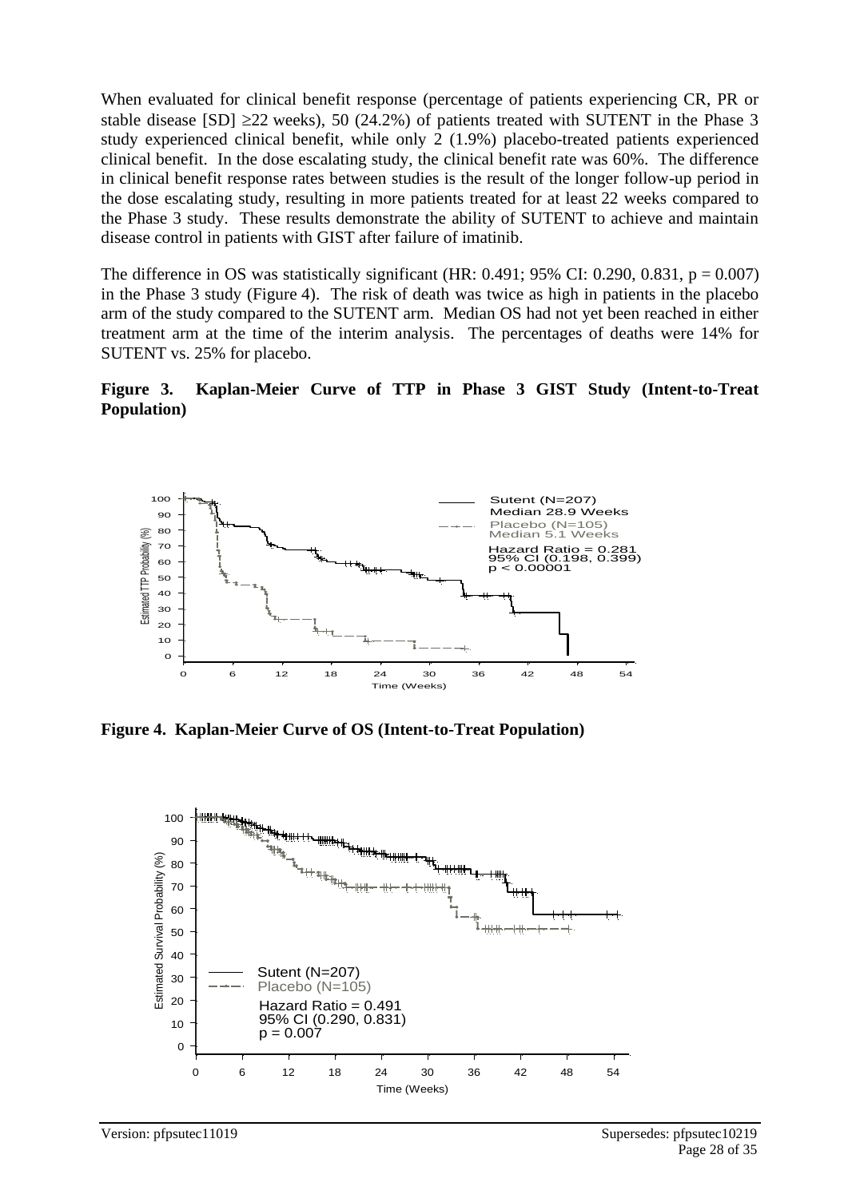When evaluated for clinical benefit response (percentage of patients experiencing CR, PR or stable disease [SD] ≥22 weeks), 50 (24.2%) of patients treated with SUTENT in the Phase 3 study experienced clinical benefit, while only 2 (1.9%) placebo-treated patients experienced clinical benefit. In the dose escalating study, the clinical benefit rate was 60%. The difference in clinical benefit response rates between studies is the result of the longer follow-up period in the dose escalating study, resulting in more patients treated for at least 22 weeks compared to the Phase 3 study. These results demonstrate the ability of SUTENT to achieve and maintain disease control in patients with GIST after failure of imatinib.

The difference in OS was statistically significant (HR: 0.491; 95% CI: 0.290, 0.831, $p = 0.007$) in the Phase 3 study (Figure 4). The risk of death was twice as high in patients in the placebo arm of the study compared to the SUTENT arm. Median OS had not yet been reached in either treatment arm at the time of the interim analysis. The percentages of deaths were 14% for SUTENT vs. 25% for placebo.

**Figure 3. Kaplan-Meier Curve of TTP in Phase 3 GIST Study (Intent-to-Treat Population)**

**Figure 4. Kaplan-Meier Curve of OS (Intent-to-Treat Population)**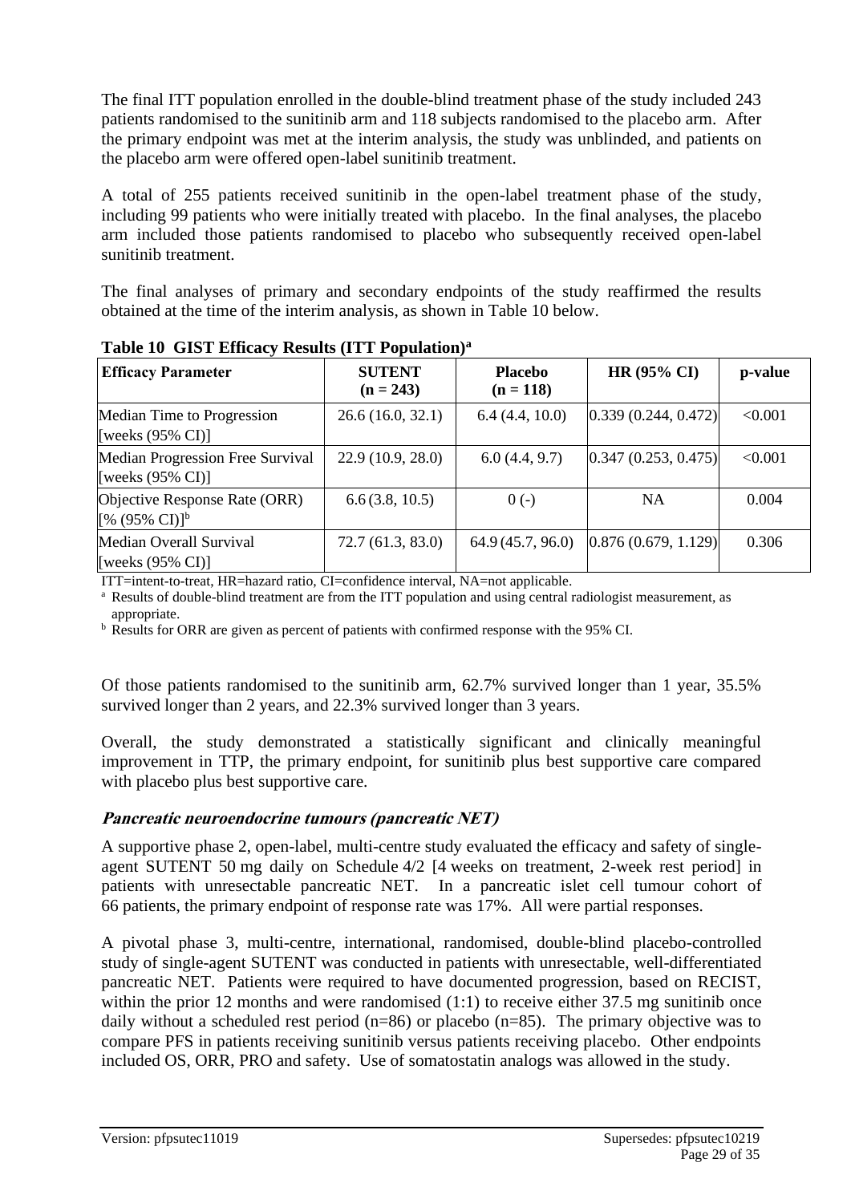The final ITT population enrolled in the double-blind treatment phase of the study included 243 patients randomised to the sunitinib arm and 118 subjects randomised to the placebo arm. After the primary endpoint was met at the interim analysis, the study was unblinded, and patients on the placebo arm were offered open-label sunitinib treatment.

A total of 255 patients received sunitinib in the open-label treatment phase of the study, including 99 patients who were initially treated with placebo. In the final analyses, the placebo arm included those patients randomised to placebo who subsequently received open-label sunitinib treatment.

The final analyses of primary and secondary endpoints of the study reaffirmed the results obtained at the time of the interim analysis, as shown in Table 10 below.

**Table 10 GIST Efficacy Results (ITT Population)[a]**

| Efficacy Parameter | SUTENT (n = 243) | Placebo (n = 118) | HR (95% CI) | p-value |
|---|---|---|---|---|
| Median Time to Progression [weeks (95% CI)] | 26.6 (16.0, 32.1) | 6.4 (4.4, 10.0) | 0.339 (0.244, 0.472) | <0.001 |
| Median Progression Free Survival [weeks (95% CI)] | 22.9 (10.9, 28.0) | 6.0 (4.4, 9.7) | 0.347 (0.253, 0.475) | <0.001 |
| Objective Response Rate (ORR) [% (95% CI)][b] | 6.6 (3.8, 10.5) | 0 (-) | NA | 0.004 |
| Median Overall Survival [weeks (95% CI)] | 72.7 (61.3, 83.0) | 64.9 (45.7, 96.0) | 0.876 (0.679, 1.129) | 0.306 |

ITT=intent-to-treat, HR=hazard ratio, CI=confidence interval, NA=not applicable.
[a] Results of double-blind treatment are from the ITT population and using central radiologist measurement, as appropriate.
[b] Results for ORR are given as percent of patients with confirmed response with the 95% CI.

Of those patients randomised to the sunitinib arm, 62.7% survived longer than 1 year, 35.5% survived longer than 2 years, and 22.3% survived longer than 3 years.

Overall, the study demonstrated a statistically significant and clinically meaningful improvement in TTP, the primary endpoint, for sunitinib plus best supportive care compared with placebo plus best supportive care.

### *Pancreatic neuroendocrine tumours (pancreatic NET)*

A supportive phase 2, open-label, multi-centre study evaluated the efficacy and safety of single-agent SUTENT 50 mg daily on Schedule 4/2 [4 weeks on treatment, 2-week rest period] in patients with unresectable pancreatic NET. In a pancreatic islet cell tumour cohort of 66 patients, the primary endpoint of response rate was 17%. All were partial responses.

A pivotal phase 3, multi-centre, international, randomised, double-blind placebo-controlled study of single-agent SUTENT was conducted in patients with unresectable, well-differentiated pancreatic NET. Patients were required to have documented progression, based on RECIST, within the prior 12 months and were randomised (1:1) to receive either 37.5 mg sunitinib once daily without a scheduled rest period (n=86) or placebo (n=85). The primary objective was to compare PFS in patients receiving sunitinib versus patients receiving placebo. Other endpoints included OS, ORR, PRO and safety. Use of somatostatin analogs was allowed in the study.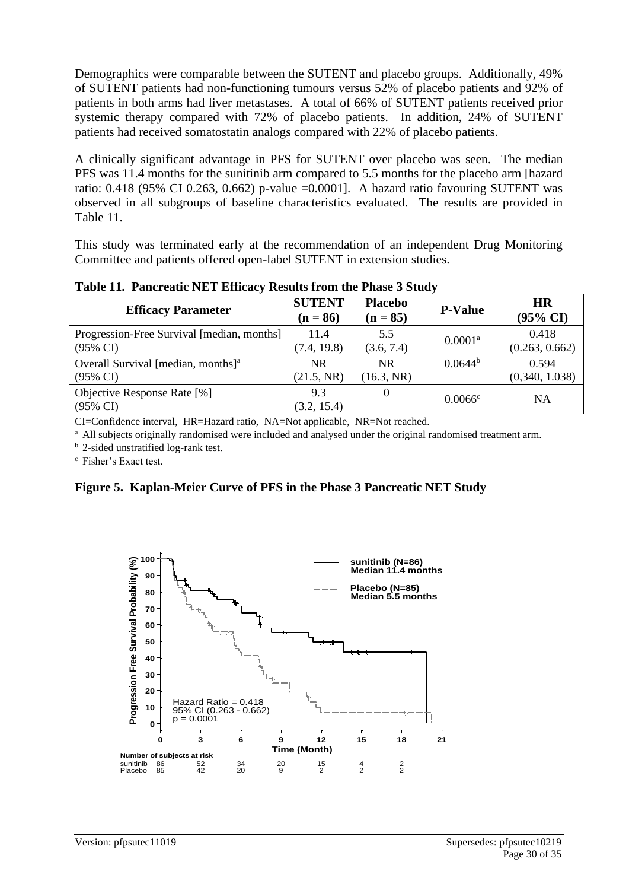Demographics were comparable between the SUTENT and placebo groups. Additionally, 49% of SUTENT patients had non-functioning tumours versus 52% of placebo patients and 92% of patients in both arms had liver metastases. A total of 66% of SUTENT patients received prior systemic therapy compared with 72% of placebo patients. In addition, 24% of SUTENT patients had received somatostatin analogs compared with 22% of placebo patients.

A clinically significant advantage in PFS for SUTENT over placebo was seen. The median PFS was 11.4 months for the sunitinib arm compared to 5.5 months for the placebo arm [hazard ratio: 0.418 (95% CI 0.263, 0.662) p-value =0.0001]. A hazard ratio favouring SUTENT was observed in all subgroups of baseline characteristics evaluated. The results are provided in Table 11.

This study was terminated early at the recommendation of an independent Drug Monitoring Committee and patients offered open-label SUTENT in extension studies.

**Table 11. Pancreatic NET Efficacy Results from the Phase 3 Study**

| Efficacy Parameter | SUTENT (n = 86) | Placebo (n = 85) | P-Value | HR (95% CI) |
|---|---|---|---|---|
| Progression-Free Survival [median, months] (95% CI) | 11.4 (7.4, 19.8) | 5.5 (3.6, 7.4) | 0.0001[a] | 0.418 (0.263, 0.662) |
| Overall Survival [median, months][a] (95% CI) | NR (21.5, NR) | NR (16.3, NR) | 0.0644[b] | 0.594 (0,340, 1.038) |
| Objective Response Rate [%] (95% CI) | 9.3 (3.2, 15.4) | 0 | 0.0066[c] | NA |

CI=Confidence interval, HR=Hazard ratio, NA=Not applicable, NR=Not reached.

[a] All subjects originally randomised were included and analysed under the original randomised treatment arm.

[b] 2-sided unstratified log-rank test.

[c] Fisher's Exact test.

**Figure 5. Kaplan-Meier Curve of PFS in the Phase 3 Pancreatic NET Study**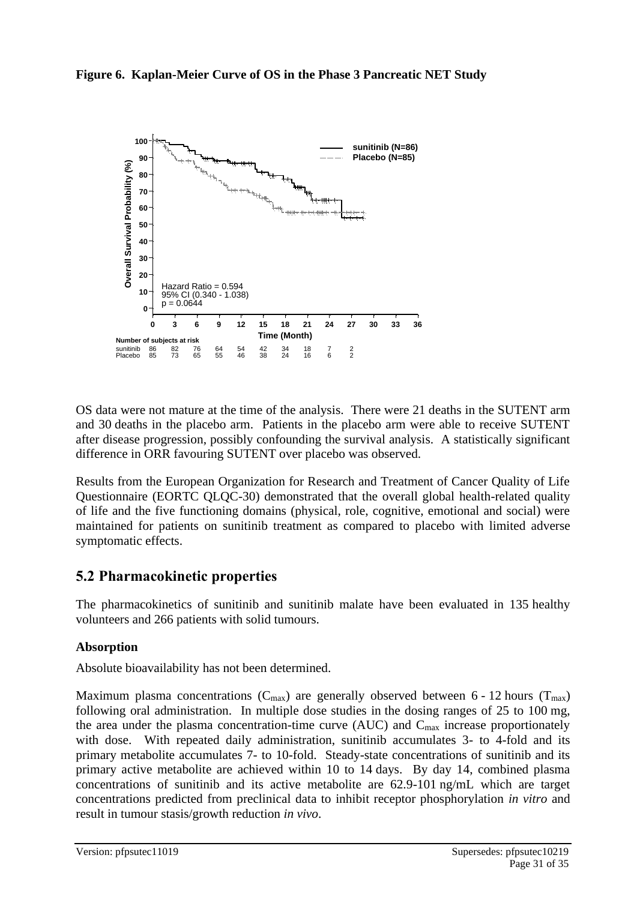**Figure 6. Kaplan-Meier Curve of OS in the Phase 3 Pancreatic NET Study**

OS data were not mature at the time of the analysis. There were 21 deaths in the SUTENT arm and 30 deaths in the placebo arm. Patients in the placebo arm were able to receive SUTENT after disease progression, possibly confounding the survival analysis. A statistically significant difference in ORR favouring SUTENT over placebo was observed.

Results from the European Organization for Research and Treatment of Cancer Quality of Life Questionnaire (EORTC QLQC-30) demonstrated that the overall global health-related quality of life and the five functioning domains (physical, role, cognitive, emotional and social) were maintained for patients on sunitinib treatment as compared to placebo with limited adverse symptomatic effects.

## 5.2 Pharmacokinetic properties

The pharmacokinetics of sunitinib and sunitinib malate have been evaluated in 135 healthy volunteers and 266 patients with solid tumours.

### Absorption

Absolute bioavailability has not been determined.

Maximum plasma concentrations ($C_{max}$) are generally observed between 6 - 12 hours ($T_{max}$) following oral administration. In multiple dose studies in the dosing ranges of 25 to 100 mg, the area under the plasma concentration-time curve (AUC) and $C_{max}$ increase proportionately with dose. With repeated daily administration, sunitinib accumulates 3- to 4-fold and its primary metabolite accumulates 7- to 10-fold. Steady-state concentrations of sunitinib and its primary active metabolite are achieved within 10 to 14 days. By day 14, combined plasma concentrations of sunitinib and its active metabolite are 62.9-101 ng/mL which are target concentrations predicted from preclinical data to inhibit receptor phosphorylation *in vitro* and result in tumour stasis/growth reduction *in vivo*.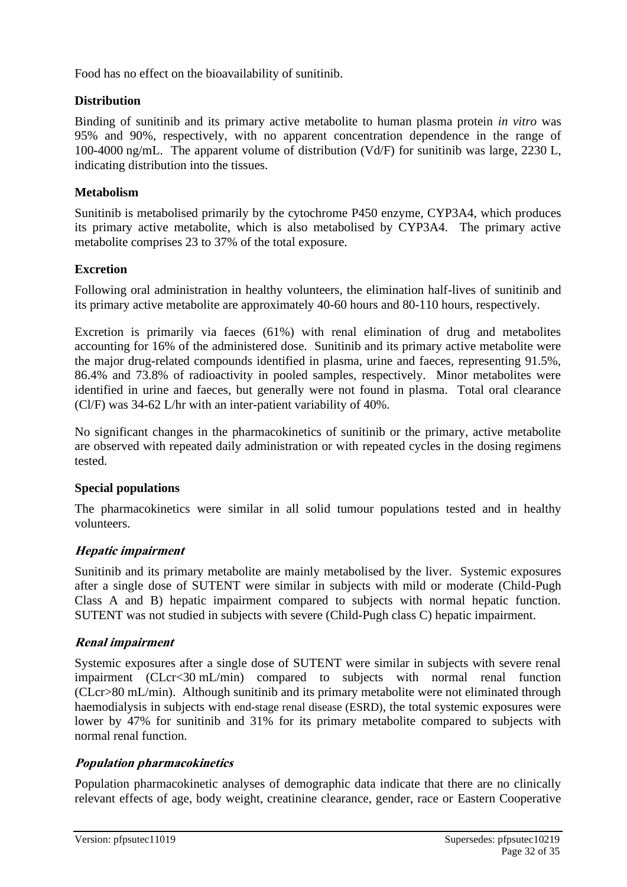Food has no effect on the bioavailability of sunitinib.

**Distribution**

Binding of sunitinib and its primary active metabolite to human plasma protein *in vitro* was 95% and 90%, respectively, with no apparent concentration dependence in the range of 100-4000 ng/mL. The apparent volume of distribution (Vd/F) for sunitinib was large, 2230 L, indicating distribution into the tissues.

**Metabolism**

Sunitinib is metabolised primarily by the cytochrome P450 enzyme, CYP3A4, which produces its primary active metabolite, which is also metabolised by CYP3A4. The primary active metabolite comprises 23 to 37% of the total exposure.

**Excretion**

Following oral administration in healthy volunteers, the elimination half-lives of sunitinib and its primary active metabolite are approximately 40-60 hours and 80-110 hours, respectively.

Excretion is primarily via faeces (61%) with renal elimination of drug and metabolites accounting for 16% of the administered dose. Sunitinib and its primary active metabolite were the major drug-related compounds identified in plasma, urine and faeces, representing 91.5%, 86.4% and 73.8% of radioactivity in pooled samples, respectively. Minor metabolites were identified in urine and faeces, but generally were not found in plasma. Total oral clearance (Cl/F) was 34-62 L/hr with an inter-patient variability of 40%.

No significant changes in the pharmacokinetics of sunitinib or the primary, active metabolite are observed with repeated daily administration or with repeated cycles in the dosing regimens tested.

**Special populations**

The pharmacokinetics were similar in all solid tumour populations tested and in healthy volunteers.

***Hepatic impairment***

Sunitinib and its primary metabolite are mainly metabolised by the liver. Systemic exposures after a single dose of SUTENT were similar in subjects with mild or moderate (Child-Pugh Class A and B) hepatic impairment compared to subjects with normal hepatic function. SUTENT was not studied in subjects with severe (Child-Pugh class C) hepatic impairment.

***Renal impairment***

Systemic exposures after a single dose of SUTENT were similar in subjects with severe renal impairment (CLcr<30 mL/min) compared to subjects with normal renal function (CLcr>80 mL/min). Although sunitinib and its primary metabolite were not eliminated through haemodialysis in subjects with end-stage renal disease (ESRD), the total systemic exposures were lower by 47% for sunitinib and 31% for its primary metabolite compared to subjects with normal renal function.

***Population pharmacokinetics***

Population pharmacokinetic analyses of demographic data indicate that there are no clinically relevant effects of age, body weight, creatinine clearance, gender, race or Eastern Cooperative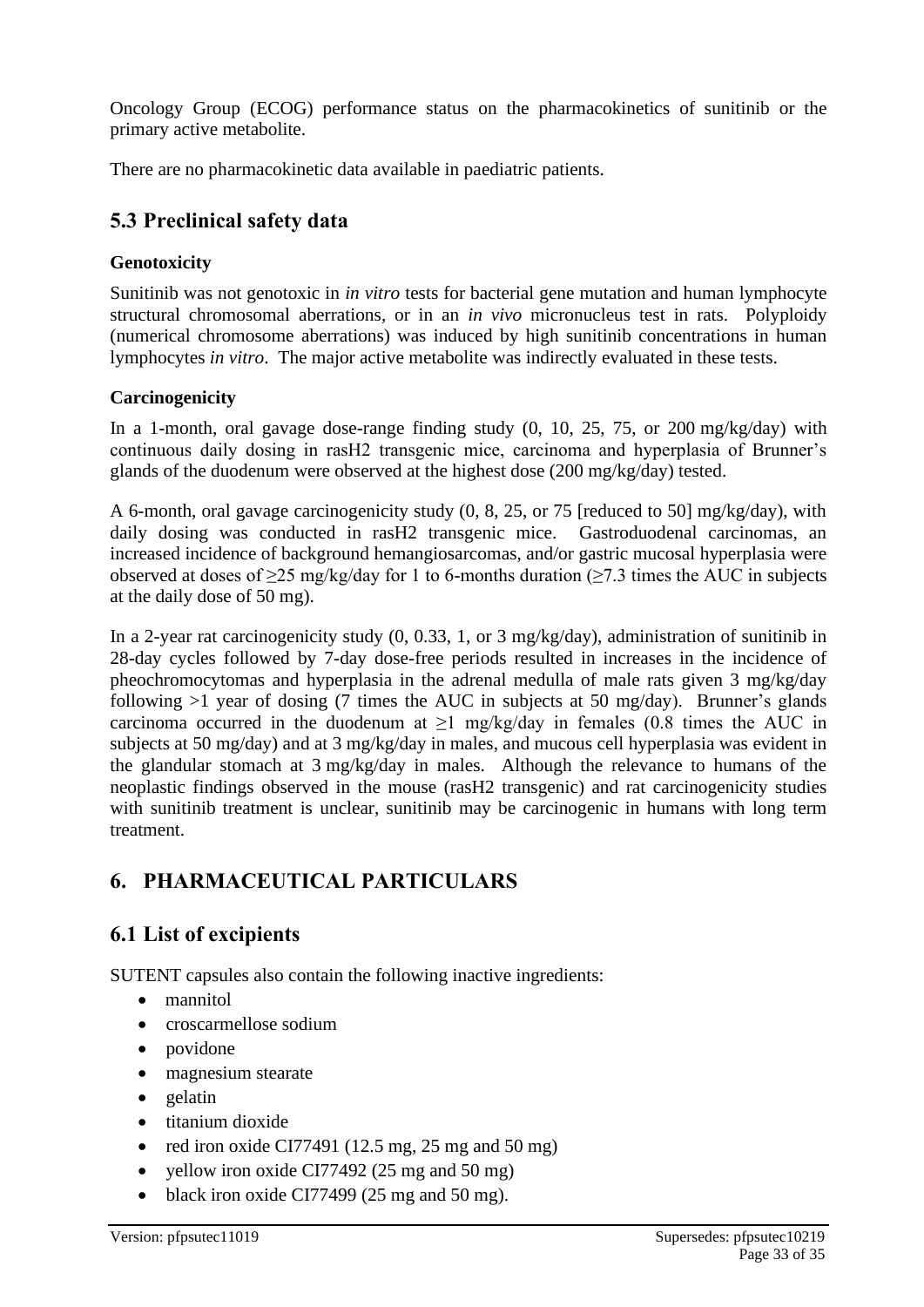Oncology Group (ECOG) performance status on the pharmacokinetics of sunitinib or the primary active metabolite.

There are no pharmacokinetic data available in paediatric patients.

## 5.3 Preclinical safety data

### Genotoxicity

Sunitinib was not genotoxic in *in vitro* tests for bacterial gene mutation and human lymphocyte structural chromosomal aberrations, or in an *in vivo* micronucleus test in rats. Polyploidy (numerical chromosome aberrations) was induced by high sunitinib concentrations in human lymphocytes *in vitro*. The major active metabolite was indirectly evaluated in these tests.

### Carcinogenicity

In a 1-month, oral gavage dose-range finding study (0, 10, 25, 75, or 200 mg/kg/day) with continuous daily dosing in rasH2 transgenic mice, carcinoma and hyperplasia of Brunner's glands of the duodenum were observed at the highest dose (200 mg/kg/day) tested.

A 6-month, oral gavage carcinogenicity study (0, 8, 25, or 75 [reduced to 50] mg/kg/day), with daily dosing was conducted in rasH2 transgenic mice. Gastroduodenal carcinomas, an increased incidence of background hemangiosarcomas, and/or gastric mucosal hyperplasia were observed at doses of ≥25 mg/kg/day for 1 to 6-months duration (≥7.3 times the AUC in subjects at the daily dose of 50 mg).

In a 2-year rat carcinogenicity study (0, 0.33, 1, or 3 mg/kg/day), administration of sunitinib in 28-day cycles followed by 7-day dose-free periods resulted in increases in the incidence of pheochromocytomas and hyperplasia in the adrenal medulla of male rats given 3 mg/kg/day following >1 year of dosing (7 times the AUC in subjects at 50 mg/day). Brunner's glands carcinoma occurred in the duodenum at ≥1 mg/kg/day in females (0.8 times the AUC in subjects at 50 mg/day) and at 3 mg/kg/day in males, and mucous cell hyperplasia was evident in the glandular stomach at 3 mg/kg/day in males. Although the relevance to humans of the neoplastic findings observed in the mouse (rasH2 transgenic) and rat carcinogenicity studies with sunitinib treatment is unclear, sunitinib may be carcinogenic in humans with long term treatment.

# 6. PHARMACEUTICAL PARTICULARS

## 6.1 List of excipients

SUTENT capsules also contain the following inactive ingredients:

- mannitol
- croscarmellose sodium
- povidone
- magnesium stearate
- gelatin
- titanium dioxide
- red iron oxide CI77491 (12.5 mg, 25 mg and 50 mg)
- yellow iron oxide CI77492 (25 mg and 50 mg)
- black iron oxide CI77499 (25 mg and 50 mg).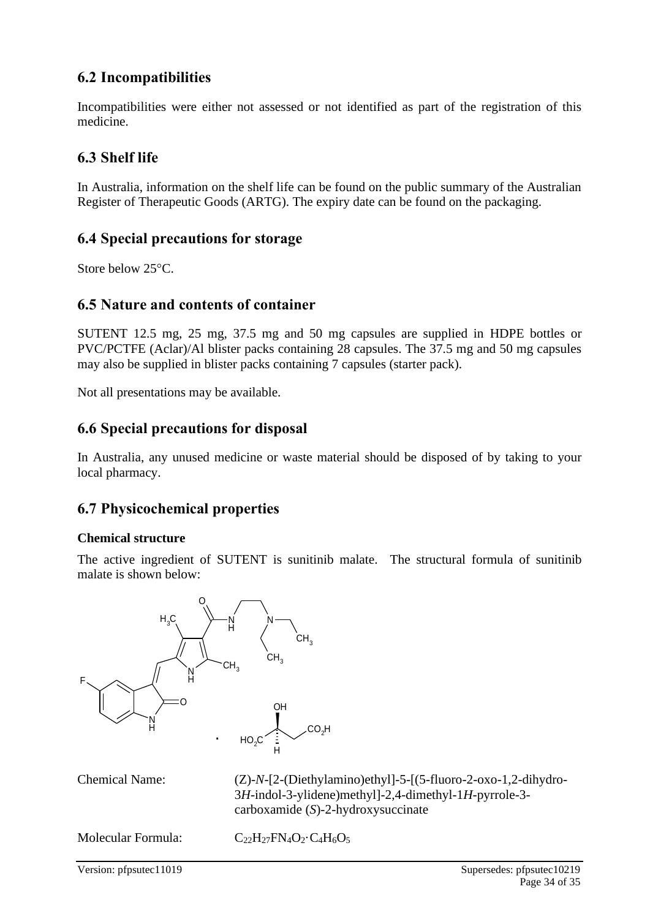## 6.2 Incompatibilities

Incompatibilities were either not assessed or not identified as part of the registration of this medicine.

## 6.3 Shelf life

In Australia, information on the shelf life can be found on the public summary of the Australian Register of Therapeutic Goods (ARTG). The expiry date can be found on the packaging.

## 6.4 Special precautions for storage

Store below 25°C.

## 6.5 Nature and contents of container

SUTENT 12.5 mg, 25 mg, 37.5 mg and 50 mg capsules are supplied in HDPE bottles or PVC/PCTFE (Aclar)/Al blister packs containing 28 capsules. The 37.5 mg and 50 mg capsules may also be supplied in blister packs containing 7 capsules (starter pack).

Not all presentations may be available.

## 6.6 Special precautions for disposal

In Australia, any unused medicine or waste material should be disposed of by taking to your local pharmacy.

## 6.7 Physicochemical properties

**Chemical structure**

The active ingredient of SUTENT is sunitinib malate. The structural formula of sunitinib malate is shown below:

Chemical Name: (Z)-*N*-[2-(Diethylamino)ethyl]-5-[(5-fluoro-2-oxo-1,2-dihydro-3*H*-indol-3-ylidene)methyl]-2,4-dimethyl-1*H*-pyrrole-3-carboxamide (*S*)-2-hydroxysuccinate

Molecular Formula: $C_{22}H_{27}FN_4O_2 \cdot C_4H_6O_5$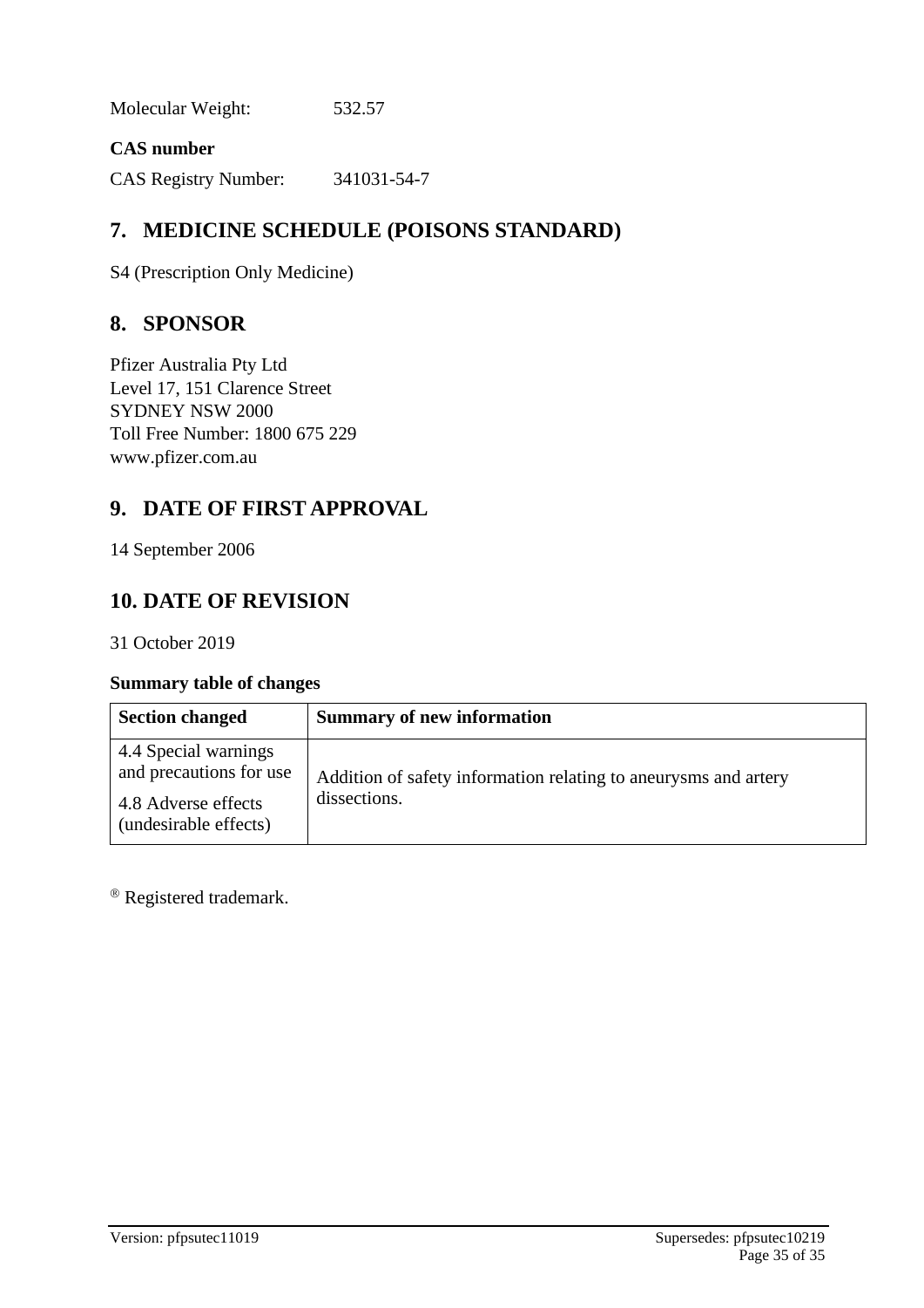Molecular Weight: 532.57

**CAS number**

CAS Registry Number: 341031-54-7

## 7. MEDICINE SCHEDULE (POISONS STANDARD)

S4 (Prescription Only Medicine)

## 8. SPONSOR

Pfizer Australia Pty Ltd
Level 17, 151 Clarence Street
SYDNEY NSW 2000
Toll Free Number: 1800 675 229
www.pfizer.com.au

## 9. DATE OF FIRST APPROVAL

14 September 2006

## 10. DATE OF REVISION

31 October 2019

**Summary table of changes**

| Section changed | Summary of new information |
|---|---|
| 4.4 Special warnings and precautions for use<br>4.8 Adverse effects (undesirable effects) | Addition of safety information relating to aneurysms and artery dissections. |

® Registered trademark.

Version: pfpsutec11019 Supersedes: pfpsutec10219